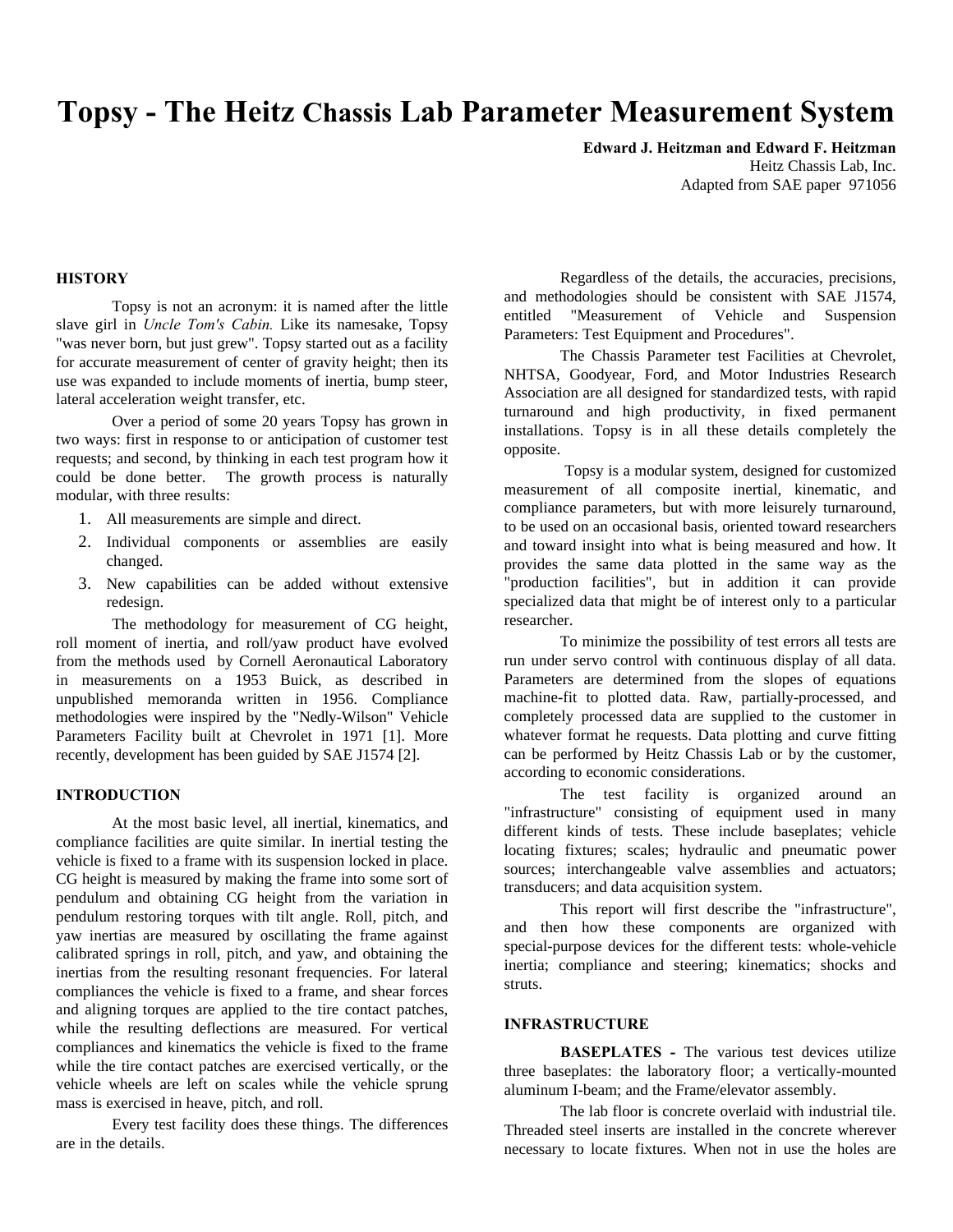# Topsy - The Heitz Chassis Lab Parameter Measurement System

**Edward J. Heitzman and Edward F. Heitzman**
Heitz Chassis Lab, Inc.
Adapted from SAE paper 971056

## HISTORY

Topsy is not an acronym: it is named after the little slave girl in *Uncle Tom's Cabin.* Like its namesake, Topsy "was never born, but just grew". Topsy started out as a facility for accurate measurement of center of gravity height; then its use was expanded to include moments of inertia, bump steer, lateral acceleration weight transfer, etc.

Over a period of some 20 years Topsy has grown in two ways: first in response to or anticipation of customer test requests; and second, by thinking in each test program how it could be done better. The growth process is naturally modular, with three results:

1. All measurements are simple and direct.
2. Individual components or assemblies are easily changed.
3. New capabilities can be added without extensive redesign.

The methodology for measurement of CG height, roll moment of inertia, and roll/yaw product have evolved from the methods used by Cornell Aeronautical Laboratory in measurements on a 1953 Buick, as described in unpublished memoranda written in 1956. Compliance methodologies were inspired by the "Nedly-Wilson" Vehicle Parameters Facility built at Chevrolet in 1971 [1]. More recently, development has been guided by SAE J1574 [2].

## INTRODUCTION

At the most basic level, all inertial, kinematics, and compliance facilities are quite similar. In inertial testing the vehicle is fixed to a frame with its suspension locked in place. CG height is measured by making the frame into some sort of pendulum and obtaining CG height from the variation in pendulum restoring torques with tilt angle. Roll, pitch, and yaw inertias are measured by oscillating the frame against calibrated springs in roll, pitch, and yaw, and obtaining the inertias from the resulting resonant frequencies. For lateral compliances the vehicle is fixed to a frame, and shear forces and aligning torques are applied to the tire contact patches, while the resulting deflections are measured. For vertical compliances and kinematics the vehicle is fixed to the frame while the tire contact patches are exercised vertically, or the vehicle wheels are left on scales while the vehicle sprung mass is exercised in heave, pitch, and roll.

Every test facility does these things. The differences are in the details.

Regardless of the details, the accuracies, precisions, and methodologies should be consistent with SAE J1574, entitled "Measurement of Vehicle and Suspension Parameters: Test Equipment and Procedures".

The Chassis Parameter test Facilities at Chevrolet, NHTSA, Goodyear, Ford, and Motor Industries Research Association are all designed for standardized tests, with rapid turnaround and high productivity, in fixed permanent installations. Topsy is in all these details completely the opposite.

Topsy is a modular system, designed for customized measurement of all composite inertial, kinematic, and compliance parameters, but with more leisurely turnaround, to be used on an occasional basis, oriented toward researchers and toward insight into what is being measured and how. It provides the same data plotted in the same way as the "production facilities", but in addition it can provide specialized data that might be of interest only to a particular researcher.

To minimize the possibility of test errors all tests are run under servo control with continuous display of all data. Parameters are determined from the slopes of equations machine-fit to plotted data. Raw, partially-processed, and completely processed data are supplied to the customer in whatever format he requests. Data plotting and curve fitting can be performed by Heitz Chassis Lab or by the customer, according to economic considerations.

The test facility is organized around an "infrastructure" consisting of equipment used in many different kinds of tests. These include baseplates; vehicle locating fixtures; scales; hydraulic and pneumatic power sources; interchangeable valve assemblies and actuators; transducers; and data acquisition system.

This report will first describe the "infrastructure", and then how these components are organized with special-purpose devices for the different tests: whole-vehicle inertia; compliance and steering; kinematics; shocks and struts.

## INFRASTRUCTURE

**BASEPLATES -** The various test devices utilize three baseplates: the laboratory floor; a vertically-mounted aluminum I-beam; and the Frame/elevator assembly.

The lab floor is concrete overlaid with industrial tile. Threaded steel inserts are installed in the concrete wherever necessary to locate fixtures. When not in use the holes are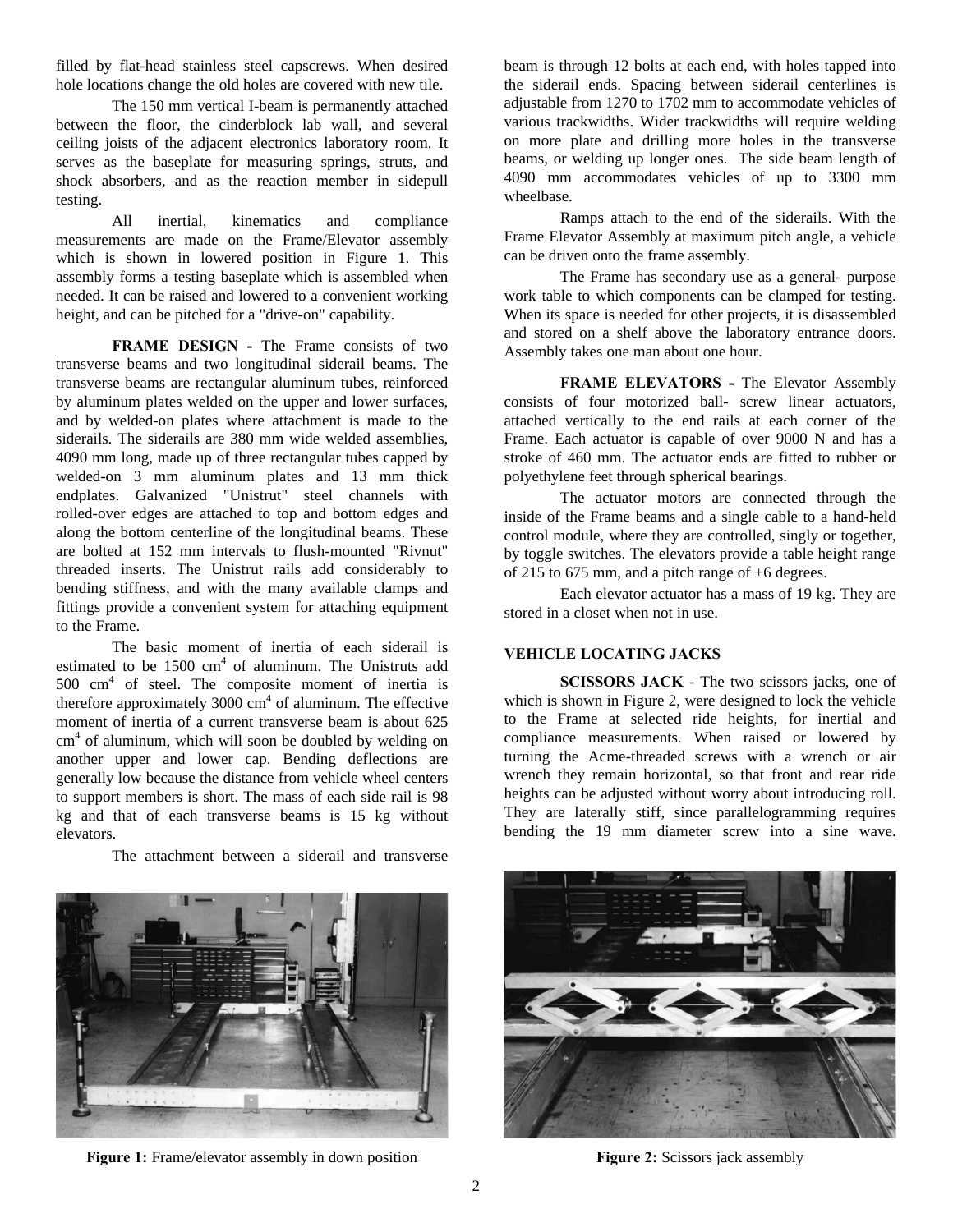filled by flat-head stainless steel capscrews. When desired hole locations change the old holes are covered with new tile.

The 150 mm vertical I-beam is permanently attached between the floor, the cinderblock lab wall, and several ceiling joists of the adjacent electronics laboratory room. It serves as the baseplate for measuring springs, struts, and shock absorbers, and as the reaction member in sidepull testing.

All inertial, kinematics and compliance measurements are made on the Frame/Elevator assembly which is shown in lowered position in Figure 1. This assembly forms a testing baseplate which is assembled when needed. It can be raised and lowered to a convenient working height, and can be pitched for a "drive-on" capability.

**FRAME DESIGN -** The Frame consists of two transverse beams and two longitudinal siderail beams. The transverse beams are rectangular aluminum tubes, reinforced by aluminum plates welded on the upper and lower surfaces, and by welded-on plates where attachment is made to the siderails. The siderails are 380 mm wide welded assemblies, 4090 mm long, made up of three rectangular tubes capped by welded-on 3 mm aluminum plates and 13 mm thick endplates. Galvanized "Unistrut" steel channels with rolled-over edges are attached to top and bottom edges and along the bottom centerline of the longitudinal beams. These are bolted at 152 mm intervals to flush-mounted "Rivnut" threaded inserts. The Unistrut rails add considerably to bending stiffness, and with the many available clamps and fittings provide a convenient system for attaching equipment to the Frame.

The basic moment of inertia of each siderail is estimated to be 1500 $cm^4$ of aluminum. The Unistruts add 500 $cm^4$ of steel. The composite moment of inertia is therefore approximately 3000 $cm^4$ of aluminum. The effective moment of inertia of a current transverse beam is about 625 $cm^4$ of aluminum, which will soon be doubled by welding on another upper and lower cap. Bending deflections are generally low because the distance from vehicle wheel centers to support members is short. The mass of each side rail is 98 kg and that of each transverse beams is 15 kg without elevators.

The attachment between a siderail and transverse beam is through 12 bolts at each end, with holes tapped into the siderail ends. Spacing between siderail centerlines is adjustable from 1270 to 1702 mm to accommodate vehicles of various trackwidths. Wider trackwidths will require welding on more plate and drilling more holes in the transverse beams, or welding up longer ones. The side beam length of 4090 mm accommodates vehicles of up to 3300 mm wheelbase.

Ramps attach to the end of the siderails. With the Frame Elevator Assembly at maximum pitch angle, a vehicle can be driven onto the frame assembly.

The Frame has secondary use as a general- purpose work table to which components can be clamped for testing. When its space is needed for other projects, it is disassembled and stored on a shelf above the laboratory entrance doors. Assembly takes one man about one hour.

**FRAME ELEVATORS -** The Elevator Assembly consists of four motorized ball- screw linear actuators, attached vertically to the end rails at each corner of the Frame. Each actuator is capable of over 9000 N and has a stroke of 460 mm. The actuator ends are fitted to rubber or polyethylene feet through spherical bearings.

The actuator motors are connected through the inside of the Frame beams and a single cable to a hand-held control module, where they are controlled, singly or together, by toggle switches. The elevators provide a table height range of 215 to 675 mm, and a pitch range of ±6 degrees.

Each elevator actuator has a mass of 19 kg. They are stored in a closet when not in use.

## VEHICLE LOCATING JACKS

**SCISSORS JACK** - The two scissors jacks, one of which is shown in Figure 2, were designed to lock the vehicle to the Frame at selected ride heights, for inertial and compliance measurements. When raised or lowered by turning the Acme-threaded screws with a wrench or air wrench they remain horizontal, so that front and rear ride heights can be adjusted without worry about introducing roll. They are laterally stiff, since parallelogramming requires bending the 19 mm diameter screw into a sine wave.

**Figure 1:** Frame/elevator assembly in down position

**Figure 2:** Scissors jack assembly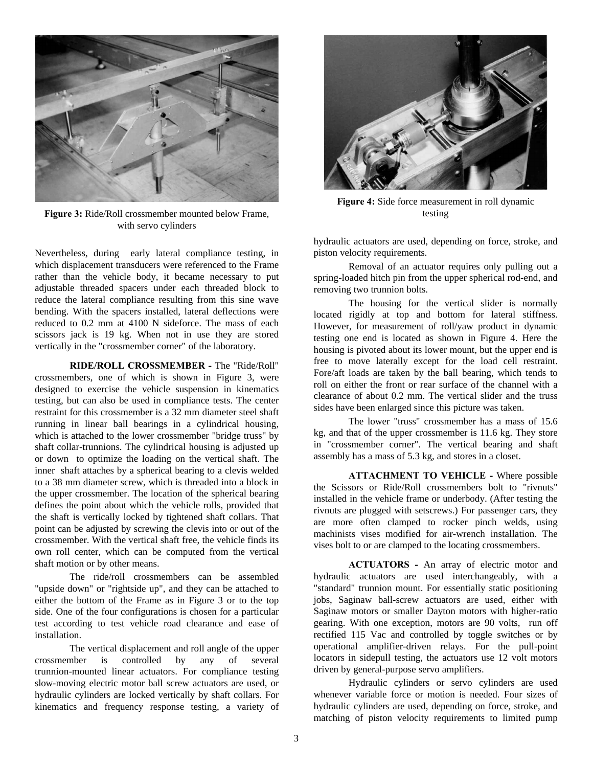**Figure 3:** Ride/Roll crossmember mounted below Frame, with servo cylinders

Nevertheless, during early lateral compliance testing, in which displacement transducers were referenced to the Frame rather than the vehicle body, it became necessary to put adjustable threaded spacers under each threaded block to reduce the lateral compliance resulting from this sine wave bending. With the spacers installed, lateral deflections were reduced to 0.2 mm at 4100 N sideforce. The mass of each scissors jack is 19 kg. When not in use they are stored vertically in the "crossmember corner" of the laboratory.

**RIDE/ROLL CROSSMEMBER -** The "Ride/Roll" crossmembers, one of which is shown in Figure 3, were designed to exercise the vehicle suspension in kinematics testing, but can also be used in compliance tests. The center restraint for this crossmember is a 32 mm diameter steel shaft running in linear ball bearings in a cylindrical housing, which is attached to the lower crossmember "bridge truss" by shaft collar-trunnions. The cylindrical housing is adjusted up or down to optimize the loading on the vertical shaft. The inner shaft attaches by a spherical bearing to a clevis welded to a 38 mm diameter screw, which is threaded into a block in the upper crossmember. The location of the spherical bearing defines the point about which the vehicle rolls, provided that the shaft is vertically locked by tightened shaft collars. That point can be adjusted by screwing the clevis into or out of the crossmember. With the vertical shaft free, the vehicle finds its own roll center, which can be computed from the vertical shaft motion or by other means.

The ride/roll crossmembers can be assembled "upside down" or "rightside up", and they can be attached to either the bottom of the Frame as in Figure 3 or to the top side. One of the four configurations is chosen for a particular test according to test vehicle road clearance and ease of installation.

The vertical displacement and roll angle of the upper crossmember is controlled by any of several trunnion-mounted linear actuators. For compliance testing slow-moving electric motor ball screw actuators are used, or hydraulic cylinders are locked vertically by shaft collars. For kinematics and frequency response testing, a variety of hydraulic actuators are used, depending on force, stroke, and piston velocity requirements.

**Figure 4:** Side force measurement in roll dynamic testing

Removal of an actuator requires only pulling out a spring-loaded hitch pin from the upper spherical rod-end, and removing two trunnion bolts.

The housing for the vertical slider is normally located rigidly at top and bottom for lateral stiffness. However, for measurement of roll/yaw product in dynamic testing one end is located as shown in Figure 4. Here the housing is pivoted about its lower mount, but the upper end is free to move laterally except for the load cell restraint. Fore/aft loads are taken by the ball bearing, which tends to roll on either the front or rear surface of the channel with a clearance of about 0.2 mm. The vertical slider and the truss sides have been enlarged since this picture was taken.

The lower "truss" crossmember has a mass of 15.6 kg, and that of the upper crossmember is 11.6 kg. They store in "crossmember corner". The vertical bearing and shaft assembly has a mass of 5.3 kg, and stores in a closet.

**ATTACHMENT TO VEHICLE -** Where possible the Scissors or Ride/Roll crossmembers bolt to "rivnuts" installed in the vehicle frame or underbody. (After testing the rivnuts are plugged with setscrews.) For passenger cars, they are more often clamped to rocker pinch welds, using machinists vises modified for air-wrench installation. The vises bolt to or are clamped to the locating crossmembers.

**ACTUATORS -** An array of electric motor and hydraulic actuators are used interchangeably, with a "standard" trunnion mount. For essentially static positioning jobs, Saginaw ball-screw actuators are used, either with Saginaw motors or smaller Dayton motors with higher-ratio gearing. With one exception, motors are 90 volts, run off rectified 115 Vac and controlled by toggle switches or by operational amplifier-driven relays. For the pull-point locators in sidepull testing, the actuators use 12 volt motors driven by general-purpose servo amplifiers.

Hydraulic cylinders or servo cylinders are used whenever variable force or motion is needed. Four sizes of hydraulic cylinders are used, depending on force, stroke, and matching of piston velocity requirements to limited pump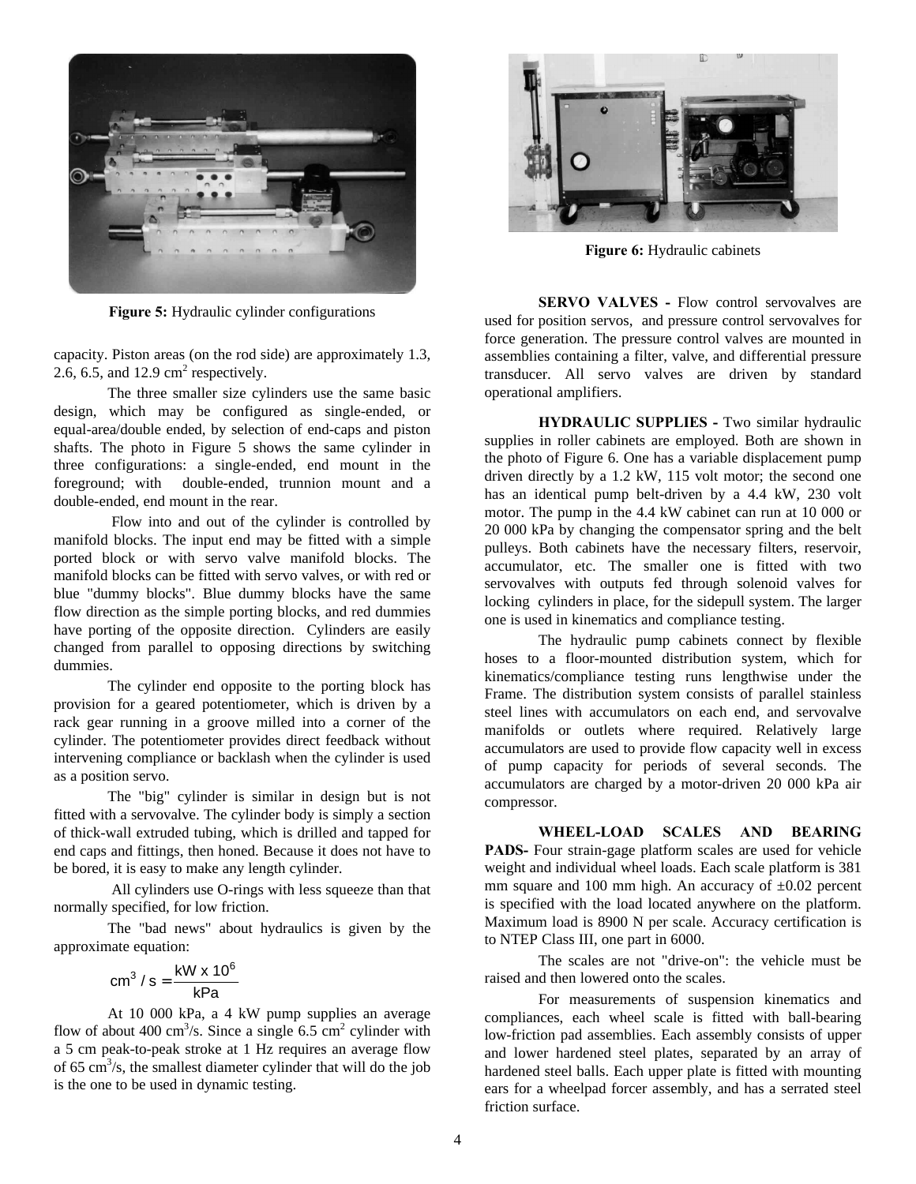Figure 5: Hydraulic cylinder configurations

capacity. Piston areas (on the rod side) are approximately 1.3, 2.6, 6.5, and 12.9 $cm^2$ respectively.

The three smaller size cylinders use the same basic design, which may be configured as single-ended, or equal-area/double ended, by selection of end-caps and piston shafts. The photo in Figure 5 shows the same cylinder in three configurations: a single-ended, end mount in the foreground; with double-ended, trunnion mount and a double-ended, end mount in the rear.

Flow into and out of the cylinder is controlled by manifold blocks. The input end may be fitted with a simple ported block or with servo valve manifold blocks. The manifold blocks can be fitted with servo valves, or with red or blue "dummy blocks". Blue dummy blocks have the same flow direction as the simple porting blocks, and red dummies have porting of the opposite direction. Cylinders are easily changed from parallel to opposing directions by switching dummies.

The cylinder end opposite to the porting block has provision for a geared potentiometer, which is driven by a rack gear running in a groove milled into a corner of the cylinder. The potentiometer provides direct feedback without intervening compliance or backlash when the cylinder is used as a position servo.

The "big" cylinder is similar in design but is not fitted with a servovalve. The cylinder body is simply a section of thick-wall extruded tubing, which is drilled and tapped for end caps and fittings, then honed. Because it does not have to be bored, it is easy to make any length cylinder.

All cylinders use O-rings with less squeeze than that normally specified, for low friction.

The "bad news" about hydraulics is given by the approximate equation:

$$cm^3/s = \frac{kW \times 10^6}{kPa}$$

At 10 000 kPa, a 4 kW pump supplies an average flow of about 400 $cm^3/s$. Since a single 6.5 $cm^2$ cylinder with a 5 cm peak-to-peak stroke at 1 Hz requires an average flow of 65 $cm^3/s$, the smallest diameter cylinder that will do the job is the one to be used in dynamic testing.

Figure 6: Hydraulic cabinets

**SERVO VALVES -** Flow control servovalves are used for position servos, and pressure control servovalves for force generation. The pressure control valves are mounted in assemblies containing a filter, valve, and differential pressure transducer. All servo valves are driven by standard operational amplifiers.

**HYDRAULIC SUPPLIES -** Two similar hydraulic supplies in roller cabinets are employed. Both are shown in the photo of Figure 6. One has a variable displacement pump driven directly by a 1.2 kW, 115 volt motor; the second one has an identical pump belt-driven by a 4.4 kW, 230 volt motor. The pump in the 4.4 kW cabinet can run at 10 000 or 20 000 kPa by changing the compensator spring and the belt pulleys. Both cabinets have the necessary filters, reservoir, accumulator, etc. The smaller one is fitted with two servovalves with outputs fed through solenoid valves for locking cylinders in place, for the sidepull system. The larger one is used in kinematics and compliance testing.

The hydraulic pump cabinets connect by flexible hoses to a floor-mounted distribution system, which for kinematics/compliance testing runs lengthwise under the Frame. The distribution system consists of parallel stainless steel lines with accumulators on each end, and servovalve manifolds or outlets where required. Relatively large accumulators are used to provide flow capacity well in excess of pump capacity for periods of several seconds. The accumulators are charged by a motor-driven 20 000 kPa air compressor.

**WHEEL-LOAD SCALES AND BEARING PADS-** Four strain-gage platform scales are used for vehicle weight and individual wheel loads. Each scale platform is 381 mm square and 100 mm high. An accuracy of ±0.02 percent is specified with the load located anywhere on the platform. Maximum load is 8900 N per scale. Accuracy certification is to NTEP Class III, one part in 6000.

The scales are not "drive-on": the vehicle must be raised and then lowered onto the scales.

For measurements of suspension kinematics and compliances, each wheel scale is fitted with ball-bearing low-friction pad assemblies. Each assembly consists of upper and lower hardened steel plates, separated by an array of hardened steel balls. Each upper plate is fitted with mounting ears for a wheelpad forcer assembly, and has a serrated steel friction surface.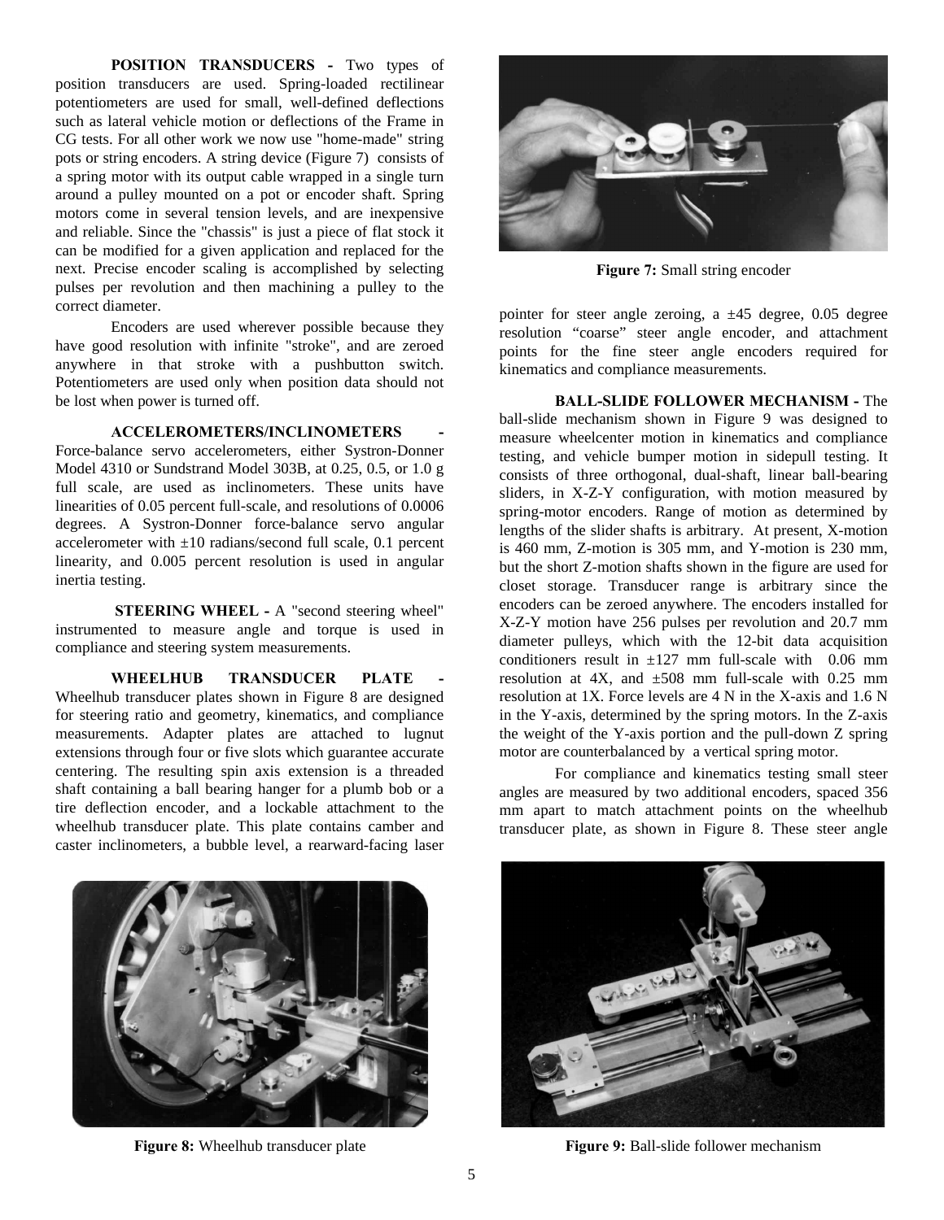**POSITION TRANSDUCERS -** Two types of position transducers are used. Spring-loaded rectilinear potentiometers are used for small, well-defined deflections such as lateral vehicle motion or deflections of the Frame in CG tests. For all other work we now use "home-made" string pots or string encoders. A string device (Figure 7) consists of a spring motor with its output cable wrapped in a single turn around a pulley mounted on a pot or encoder shaft. Spring motors come in several tension levels, and are inexpensive and reliable. Since the "chassis" is just a piece of flat stock it can be modified for a given application and replaced for the next. Precise encoder scaling is accomplished by selecting pulses per revolution and then machining a pulley to the correct diameter.

Encoders are used wherever possible because they have good resolution with infinite "stroke", and are zeroed anywhere in that stroke with a pushbutton switch. Potentiometers are used only when position data should not be lost when power is turned off.

**ACCELEROMETERS/INCLINOMETERS -** Force-balance servo accelerometers, either Systron-Donner Model 4310 or Sundstrand Model 303B, at 0.25, 0.5, or 1.0 g full scale, are used as inclinometers. These units have linearities of 0.05 percent full-scale, and resolutions of 0.0006 degrees. A Systron-Donner force-balance servo angular accelerometer with ±10 radians/second full scale, 0.1 percent linearity, and 0.005 percent resolution is used in angular inertia testing.

**STEERING WHEEL -** A "second steering wheel" instrumented to measure angle and torque is used in compliance and steering system measurements.

**WHEELHUB TRANSDUCER PLATE -** Wheelhub transducer plates shown in Figure 8 are designed for steering ratio and geometry, kinematics, and compliance measurements. Adapter plates are attached to lugnut extensions through four or five slots which guarantee accurate centering. The resulting spin axis extension is a threaded shaft containing a ball bearing hanger for a plumb bob or a tire deflection encoder, and a lockable attachment to the wheelhub transducer plate. This plate contains camber and caster inclinometers, a bubble level, a rearward-facing laser pointer for steer angle zeroing, a ±45 degree, 0.05 degree resolution "coarse" steer angle encoder, and attachment points for the fine steer angle encoders required for kinematics and compliance measurements.

**Figure 7:** Small string encoder

**Figure 8:** Wheelhub transducer plate

**BALL-SLIDE FOLLOWER MECHANISM -** The ball-slide mechanism shown in Figure 9 was designed to measure wheelcenter motion in kinematics and compliance testing, and vehicle bumper motion in sidepull testing. It consists of three orthogonal, dual-shaft, linear ball-bearing sliders, in X-Z-Y configuration, with motion measured by spring-motor encoders. Range of motion as determined by lengths of the slider shafts is arbitrary. At present, X-motion is 460 mm, Z-motion is 305 mm, and Y-motion is 230 mm, but the short Z-motion shafts shown in the figure are used for closet storage. Transducer range is arbitrary since the encoders can be zeroed anywhere. The encoders installed for X-Z-Y motion have 256 pulses per revolution and 20.7 mm diameter pulleys, which with the 12-bit data acquisition conditioners result in ±127 mm full-scale with 0.06 mm resolution at 4X, and ±508 mm full-scale with 0.25 mm resolution at 1X. Force levels are 4 N in the X-axis and 1.6 N in the Y-axis, determined by the spring motors. In the Z-axis the weight of the Y-axis portion and the pull-down Z spring motor are counterbalanced by a vertical spring motor.

For compliance and kinematics testing small steer angles are measured by two additional encoders, spaced 356 mm apart to match attachment points on the wheelhub transducer plate, as shown in Figure 8. These steer angle

**Figure 9:** Ball-slide follower mechanism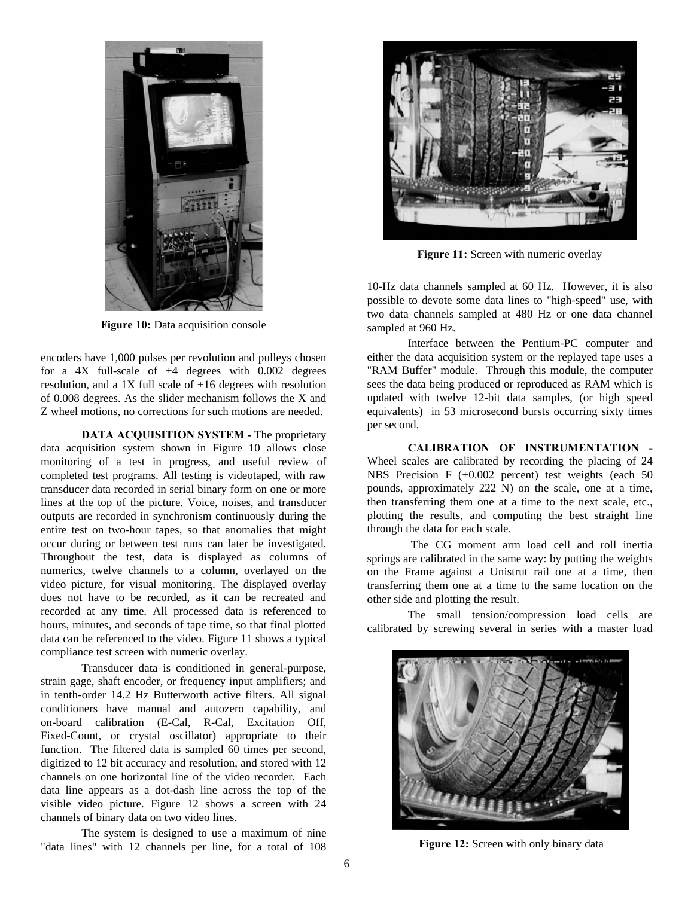Figure 10: Data acquisition console

encoders have 1,000 pulses per revolution and pulleys chosen for a 4X full-scale of ±4 degrees with 0.002 degrees resolution, and a 1X full scale of ±16 degrees with resolution of 0.008 degrees. As the slider mechanism follows the X and Z wheel motions, no corrections for such motions are needed.

**DATA ACQUISITION SYSTEM -** The proprietary data acquisition system shown in Figure 10 allows close monitoring of a test in progress, and useful review of completed test programs. All testing is videotaped, with raw transducer data recorded in serial binary form on one or more lines at the top of the picture. Voice, noises, and transducer outputs are recorded in synchronism continuously during the entire test on two-hour tapes, so that anomalies that might occur during or between test runs can later be investigated. Throughout the test, data is displayed as columns of numerics, twelve channels to a column, overlayed on the video picture, for visual monitoring. The displayed overlay does not have to be recorded, as it can be recreated and recorded at any time. All processed data is referenced to hours, minutes, and seconds of tape time, so that final plotted data can be referenced to the video. Figure 11 shows a typical compliance test screen with numeric overlay.

Transducer data is conditioned in general-purpose, strain gage, shaft encoder, or frequency input amplifiers; and in tenth-order 14.2 Hz Butterworth active filters. All signal conditioners have manual and autozero capability, and on-board calibration (E-Cal, R-Cal, Excitation Off, Fixed-Count, or crystal oscillator) appropriate to their function. The filtered data is sampled 60 times per second, digitized to 12 bit accuracy and resolution, and stored with 12 channels on one horizontal line of the video recorder. Each data line appears as a dot-dash line across the top of the visible video picture. Figure 12 shows a screen with 24 channels of binary data on two video lines.

The system is designed to use a maximum of nine "data lines" with 12 channels per line, for a total of 108

Figure 11: Screen with numeric overlay

10-Hz data channels sampled at 60 Hz. However, it is also possible to devote some data lines to "high-speed" use, with two data channels sampled at 480 Hz or one data channel sampled at 960 Hz.

Interface between the Pentium-PC computer and either the data acquisition system or the replayed tape uses a "RAM Buffer" module. Through this module, the computer sees the data being produced or reproduced as RAM which is updated with twelve 12-bit data samples, (or high speed equivalents) in 53 microsecond bursts occurring sixty times per second.

**CALIBRATION OF INSTRUMENTATION -** Wheel scales are calibrated by recording the placing of 24 NBS Precision F (±0.002 percent) test weights (each 50 pounds, approximately 222 N) on the scale, one at a time, then transferring them one at a time to the next scale, etc., plotting the results, and computing the best straight line through the data for each scale.

The CG moment arm load cell and roll inertia springs are calibrated in the same way: by putting the weights on the Frame against a Unistrut rail one at a time, then transferring them one at a time to the same location on the other side and plotting the result.

The small tension/compression load cells are calibrated by screwing several in series with a master load

Figure 12: Screen with only binary data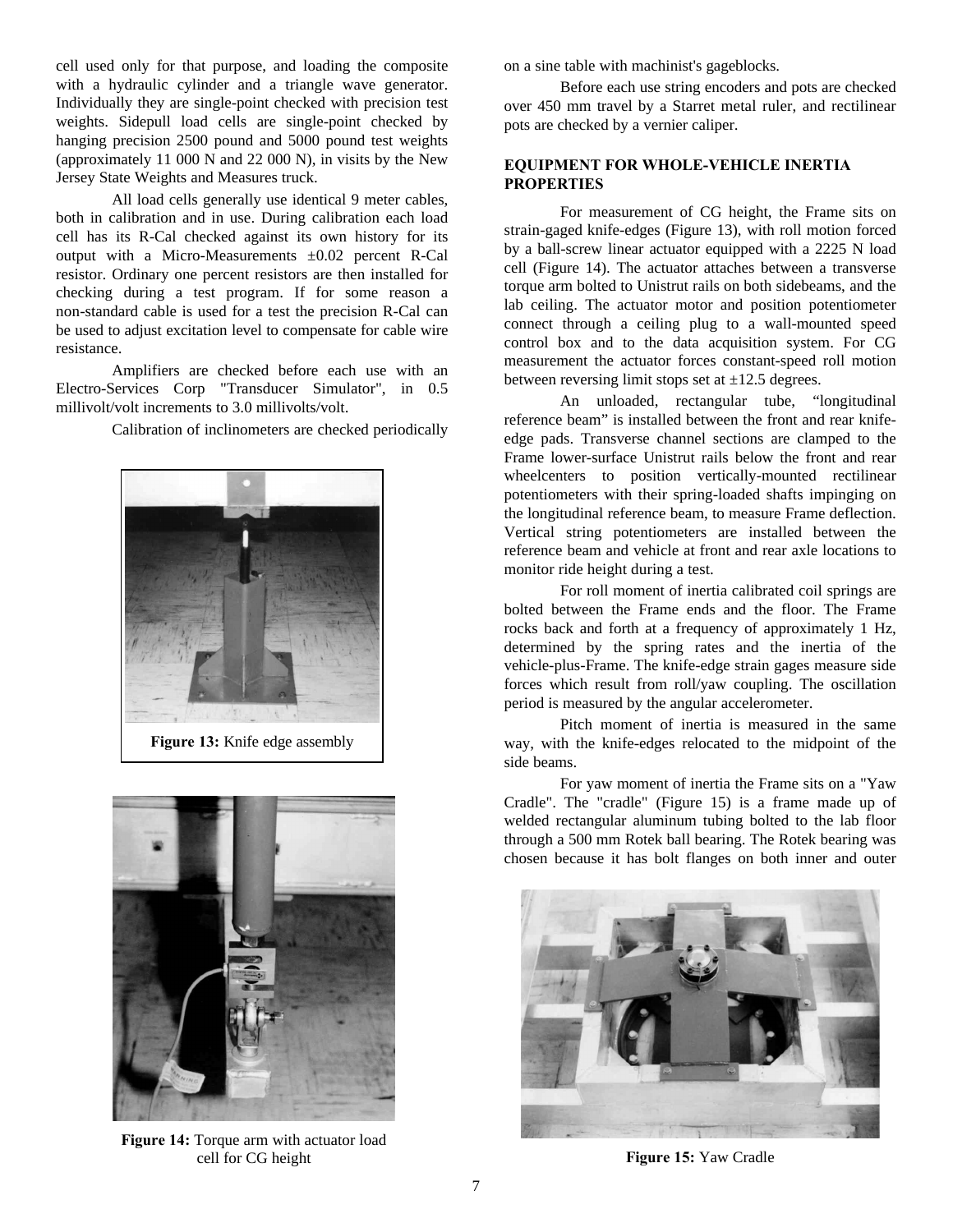cell used only for that purpose, and loading the composite with a hydraulic cylinder and a triangle wave generator. Individually they are single-point checked with precision test weights. Sidepull load cells are single-point checked by hanging precision 2500 pound and 5000 pound test weights (approximately 11 000 N and 22 000 N), in visits by the New Jersey State Weights and Measures truck.

All load cells generally use identical 9 meter cables, both in calibration and in use. During calibration each load cell has its R-Cal checked against its own history for its output with a Micro-Measurements ±0.02 percent R-Cal resistor. Ordinary one percent resistors are then installed for checking during a test program. If for some reason a non-standard cable is used for a test the precision R-Cal can be used to adjust excitation level to compensate for cable wire resistance.

Amplifiers are checked before each use with an Electro-Services Corp "Transducer Simulator", in 0.5 millivolt/volt increments to 3.0 millivolts/volt.

Calibration of inclinometers are checked periodically on a sine table with machinist's gageblocks.

**Figure 13:** Knife edge assembly

**Figure 14:** Torque arm with actuator load cell for CG height

Before each use string encoders and pots are checked over 450 mm travel by a Starret metal ruler, and rectilinear pots are checked by a vernier caliper.

## EQUIPMENT FOR WHOLE-VEHICLE INERTIA PROPERTIES

For measurement of CG height, the Frame sits on strain-gaged knife-edges (Figure 13), with roll motion forced by a ball-screw linear actuator equipped with a 2225 N load cell (Figure 14). The actuator attaches between a transverse torque arm bolted to Unistrut rails on both sidebeams, and the lab ceiling. The actuator motor and position potentiometer connect through a ceiling plug to a wall-mounted speed control box and to the data acquisition system. For CG measurement the actuator forces constant-speed roll motion between reversing limit stops set at ±12.5 degrees.

An unloaded, rectangular tube, “longitudinal reference beam” is installed between the front and rear knife-edge pads. Transverse channel sections are clamped to the Frame lower-surface Unistrut rails below the front and rear wheelcenters to position vertically-mounted rectilinear potentiometers with their spring-loaded shafts impinging on the longitudinal reference beam, to measure Frame deflection. Vertical string potentiometers are installed between the reference beam and vehicle at front and rear axle locations to monitor ride height during a test.

For roll moment of inertia calibrated coil springs are bolted between the Frame ends and the floor. The Frame rocks back and forth at a frequency of approximately 1 Hz, determined by the spring rates and the inertia of the vehicle-plus-Frame. The knife-edge strain gages measure side forces which result from roll/yaw coupling. The oscillation period is measured by the angular accelerometer.

Pitch moment of inertia is measured in the same way, with the knife-edges relocated to the midpoint of the side beams.

For yaw moment of inertia the Frame sits on a "Yaw Cradle". The "cradle" (Figure 15) is a frame made up of welded rectangular aluminum tubing bolted to the lab floor through a 500 mm Rotek ball bearing. The Rotek bearing was chosen because it has bolt flanges on both inner and outer

**Figure 15:** Yaw Cradle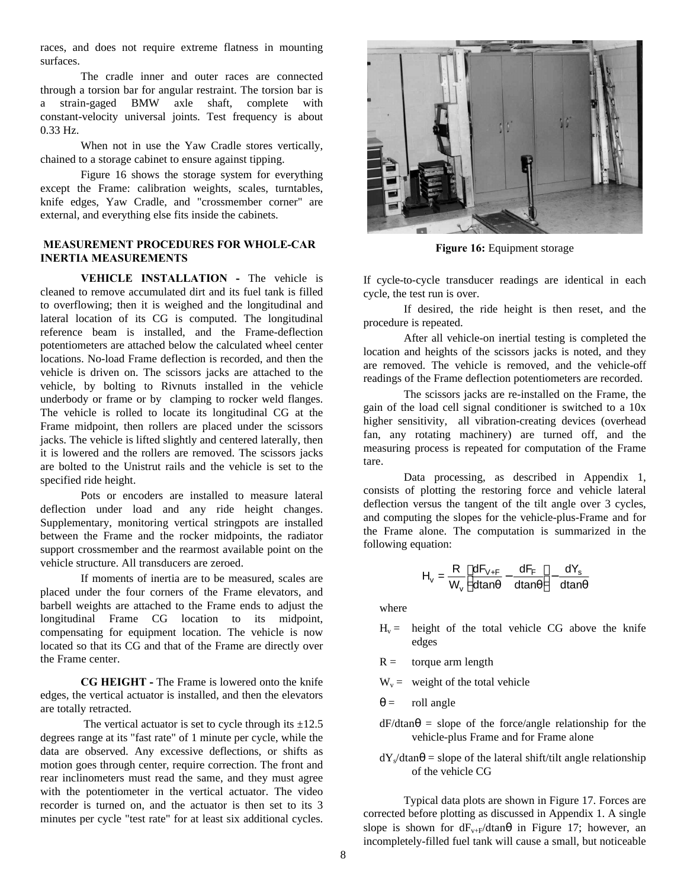races, and does not require extreme flatness in mounting surfaces.

The cradle inner and outer races are connected through a torsion bar for angular restraint. The torsion bar is a strain-gaged BMW axle shaft, complete with constant-velocity universal joints. Test frequency is about 0.33 Hz.

When not in use the Yaw Cradle stores vertically, chained to a storage cabinet to ensure against tipping.

Figure 16 shows the storage system for everything except the Frame: calibration weights, scales, turntables, knife edges, Yaw Cradle, and "crossmember corner" are external, and everything else fits inside the cabinets.

**Figure 16:** Equipment storage

## MEASUREMENT PROCEDURES FOR WHOLE-CAR INERTIA MEASUREMENTS

**VEHICLE INSTALLATION -** The vehicle is cleaned to remove accumulated dirt and its fuel tank is filled to overflowing; then it is weighed and the longitudinal and lateral location of its CG is computed. The longitudinal reference beam is installed, and the Frame-deflection potentiometers are attached below the calculated wheel center locations. No-load Frame deflection is recorded, and then the vehicle is driven on. The scissors jacks are attached to the vehicle, by bolting to Rivnuts installed in the vehicle underbody or frame or by clamping to rocker weld flanges. The vehicle is rolled to locate its longitudinal CG at the Frame midpoint, then rollers are placed under the scissors jacks. The vehicle is lifted slightly and centered laterally, then it is lowered and the rollers are removed. The scissors jacks are bolted to the Unistrut rails and the vehicle is set to the specified ride height.

Pots or encoders are installed to measure lateral deflection under load and any ride height changes. Supplementary, monitoring vertical stringpots are installed between the Frame and the rocker midpoints, the radiator support crossmember and the rearmost available point on the vehicle structure. All transducers are zeroed.

If moments of inertia are to be measured, scales are placed under the four corners of the Frame elevators, and barbell weights are attached to the Frame ends to adjust the longitudinal Frame CG location to its midpoint, compensating for equipment location. The vehicle is now located so that its CG and that of the Frame are directly over the Frame center.

**CG HEIGHT -** The Frame is lowered onto the knife edges, the vertical actuator is installed, and then the elevators are totally retracted.

The vertical actuator is set to cycle through its ±12.5 degrees range at its "fast rate" of 1 minute per cycle, while the data are observed. Any excessive deflections, or shifts as motion goes through center, require correction. The front and rear inclinometers must read the same, and they must agree with the potentiometer in the vertical actuator. The video recorder is turned on, and the actuator is then set to its 3 minutes per cycle "test rate" for at least six additional cycles. If cycle-to-cycle transducer readings are identical in each cycle, the test run is over.

If desired, the ride height is then reset, and the procedure is repeated.

After all vehicle-on inertial testing is completed the location and heights of the scissors jacks is noted, and they are removed. The vehicle is removed, and the vehicle-off readings of the Frame deflection potentiometers are recorded.

The scissors jacks are re-installed on the Frame, the gain of the load cell signal conditioner is switched to a 10x higher sensitivity, all vibration-creating devices (overhead fan, any rotating machinery) are turned off, and the measuring process is repeated for computation of the Frame tare.

Data processing, as described in Appendix 1, consists of plotting the restoring force and vehicle lateral deflection versus the tangent of the tilt angle over 3 cycles, and computing the slopes for the vehicle-plus-Frame and for the Frame alone. The computation is summarized in the following equation:

$$H_v = \frac{R}{W_v}\left[\frac{dF_{V+F}}{d\tan\theta} - \frac{dF_F}{d\tan\theta}\right] - \frac{dY_s}{d\tan\theta}$$

where

- $H_v$ = height of the total vehicle CG above the knife edges
- $R$ = torque arm length
- $W_v$ = weight of the total vehicle
- $\theta$ = roll angle
- $dF/d\tan\theta$ = slope of the force/angle relationship for the vehicle-plus Frame and for Frame alone
- $dY_s/d\tan\theta$ = slope of the lateral shift/tilt angle relationship of the vehicle CG

Typical data plots are shown in Figure 17. Forces are corrected before plotting as discussed in Appendix 1. A single slope is shown for $dF_{v+F}/d\tan\theta$ in Figure 17; however, an incompletely-filled fuel tank will cause a small, but noticeable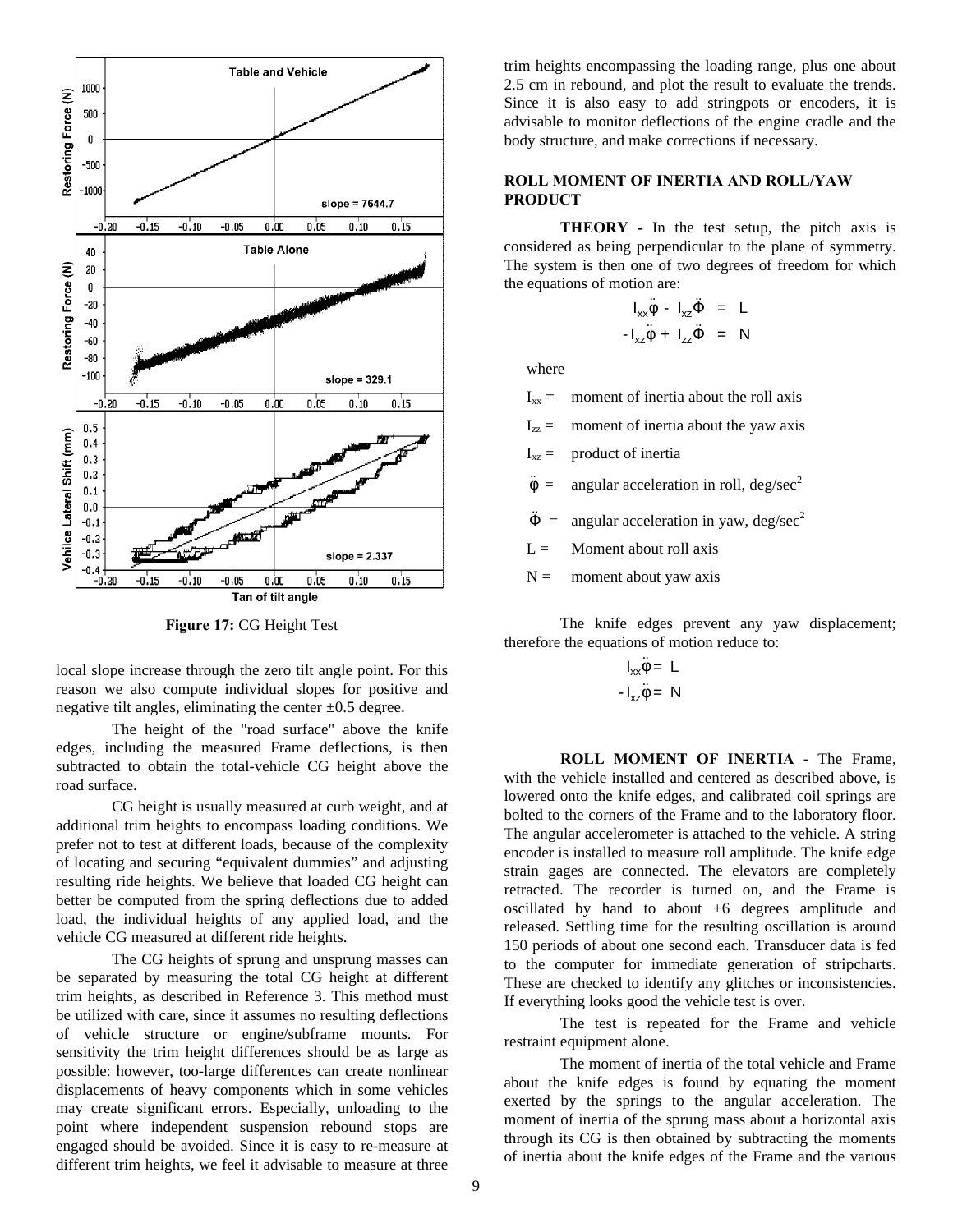Figure 17: CG Height Test

local slope increase through the zero tilt angle point. For this reason we also compute individual slopes for positive and negative tilt angles, eliminating the center ±0.5 degree.

The height of the "road surface" above the knife edges, including the measured Frame deflections, is then subtracted to obtain the total-vehicle CG height above the road surface.

CG height is usually measured at curb weight, and at additional trim heights to encompass loading conditions. We prefer not to test at different loads, because of the complexity of locating and securing "equivalent dummies" and adjusting resulting ride heights. We believe that loaded CG height can better be computed from the spring deflections due to added load, the individual heights of any applied load, and the vehicle CG measured at different ride heights.

The CG heights of sprung and unsprung masses can be separated by measuring the total CG height at different trim heights, as described in Reference 3. This method must be utilized with care, since it assumes no resulting deflections of vehicle structure or engine/subframe mounts. For sensitivity the trim height differences should be as large as possible: however, too-large differences can create nonlinear displacements of heavy components which in some vehicles may create significant errors. Especially, unloading to the point where independent suspension rebound stops are engaged should be avoided. Since it is easy to re-measure at different trim heights, we feel it advisable to measure at three trim heights encompassing the loading range, plus one about 2.5 cm in rebound, and plot the result to evaluate the trends. Since it is also easy to add stringpots or encoders, it is advisable to monitor deflections of the engine cradle and the body structure, and make corrections if necessary.

## ROLL MOMENT OF INERTIA AND ROLL/YAW PRODUCT

**THEORY -** In the test setup, the pitch axis is considered as being perpendicular to the plane of symmetry. The system is then one of two degrees of freedom for which the equations of motion are:

$$I_{xx}\ddot{\varphi} - I_{xz}\ddot{\Phi} = L$$

$$-I_{xz}\ddot{\varphi} + I_{zz}\ddot{\Phi} = N$$

where

- $I_{xx}$ = moment of inertia about the roll axis
- $I_{zz}$ = moment of inertia about the yaw axis
- $I_{xz}$ = product of inertia
- $\ddot{\varphi}$ = angular acceleration in roll, deg/sec$^2$
- $\ddot{\Phi}$ = angular acceleration in yaw, deg/sec$^2$
- L = Moment about roll axis
- N = moment about yaw axis

The knife edges prevent any yaw displacement; therefore the equations of motion reduce to:

$$I_{xx}\ddot{\varphi} = L$$

$$-I_{xz}\ddot{\varphi} = N$$

**ROLL MOMENT OF INERTIA -** The Frame, with the vehicle installed and centered as described above, is lowered onto the knife edges, and calibrated coil springs are bolted to the corners of the Frame and to the laboratory floor. The angular accelerometer is attached to the vehicle. A string encoder is installed to measure roll amplitude. The knife edge strain gages are connected. The elevators are completely retracted. The recorder is turned on, and the Frame is oscillated by hand to about ±6 degrees amplitude and released. Settling time for the resulting oscillation is around 150 periods of about one second each. Transducer data is fed to the computer for immediate generation of stripcharts. These are checked to identify any glitches or inconsistencies. If everything looks good the vehicle test is over.

The test is repeated for the Frame and vehicle restraint equipment alone.

The moment of inertia of the total vehicle and Frame about the knife edges is found by equating the moment exerted by the springs to the angular acceleration. The moment of inertia of the sprung mass about a horizontal axis through its CG is then obtained by subtracting the moments of inertia about the knife edges of the Frame and the various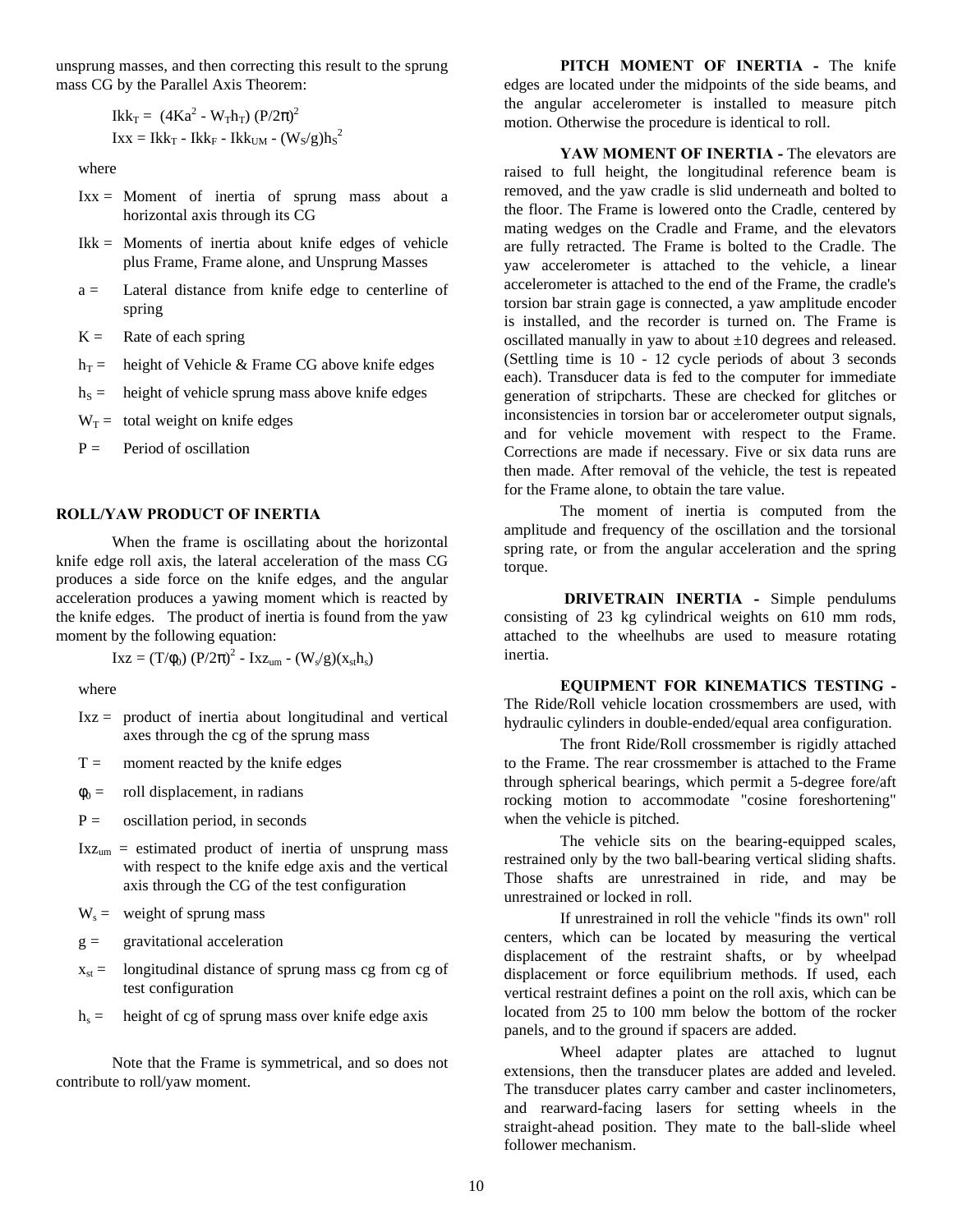unsprung masses, and then correcting this result to the sprung mass CG by the Parallel Axis Theorem:

$$Ikk_T = (4Ka^2 - W_T h_T)(P/2\pi)^2$$

$$Ixx = Ikk_T - Ikk_F - Ikk_{UM} - (W_S/g)h_S^2$$

where

- $Ixx$ = Moment of inertia of sprung mass about a horizontal axis through its CG
- $Ikk$ = Moments of inertia about knife edges of vehicle plus Frame, Frame alone, and Unsprung Masses
- $a$ = Lateral distance from knife edge to centerline of spring
- $K$ = Rate of each spring
- $h_T$ = height of Vehicle & Frame CG above knife edges
- $h_S$ = height of vehicle sprung mass above knife edges
- $W_T$ = total weight on knife edges
- $P$ = Period of oscillation

## ROLL/YAW PRODUCT OF INERTIA

When the frame is oscillating about the horizontal knife edge roll axis, the lateral acceleration of the mass CG produces a side force on the knife edges, and the angular acceleration produces a yawing moment which is reacted by the knife edges. The product of inertia is found from the yaw moment by the following equation:

$$Ixz = (T/\phi_0)(P/2\pi)^2 - Ixz_{um} - (W_s/g)(x_{st}h_s)$$

where

- $Ixz$ = product of inertia about longitudinal and vertical axes through the cg of the sprung mass
- $T$ = moment reacted by the knife edges
- $\phi_0$ = roll displacement, in radians
- $P$ = oscillation period, in seconds
- $Ixz_{um}$ = estimated product of inertia of unsprung mass with respect to the knife edge axis and the vertical axis through the CG of the test configuration
- $W_s$ = weight of sprung mass
- $g$ = gravitational acceleration
- $x_{st}$ = longitudinal distance of sprung mass cg from cg of test configuration
- $h_s$ = height of cg of sprung mass over knife edge axis

Note that the Frame is symmetrical, and so does not contribute to roll/yaw moment.

**PITCH MOMENT OF INERTIA -** The knife edges are located under the midpoints of the side beams, and the angular accelerometer is installed to measure pitch motion. Otherwise the procedure is identical to roll.

**YAW MOMENT OF INERTIA -** The elevators are raised to full height, the longitudinal reference beam is removed, and the yaw cradle is slid underneath and bolted to the floor. The Frame is lowered onto the Cradle, centered by mating wedges on the Cradle and Frame, and the elevators are fully retracted. The Frame is bolted to the Cradle. The yaw accelerometer is attached to the vehicle, a linear accelerometer is attached to the end of the Frame, the cradle's torsion bar strain gage is connected, a yaw amplitude encoder is installed, and the recorder is turned on. The Frame is oscillated manually in yaw to about ±10 degrees and released. (Settling time is 10 - 12 cycle periods of about 3 seconds each). Transducer data is fed to the computer for immediate generation of stripcharts. These are checked for glitches or inconsistencies in torsion bar or accelerometer output signals, and for vehicle movement with respect to the Frame. Corrections are made if necessary. Five or six data runs are then made. After removal of the vehicle, the test is repeated for the Frame alone, to obtain the tare value.

The moment of inertia is computed from the amplitude and frequency of the oscillation and the torsional spring rate, or from the angular acceleration and the spring torque.

**DRIVETRAIN INERTIA -** Simple pendulums consisting of 23 kg cylindrical weights on 610 mm rods, attached to the wheelhubs are used to measure rotating inertia.

**EQUIPMENT FOR KINEMATICS TESTING -** The Ride/Roll vehicle location crossmembers are used, with hydraulic cylinders in double-ended/equal area configuration.

The front Ride/Roll crossmember is rigidly attached to the Frame. The rear crossmember is attached to the Frame through spherical bearings, which permit a 5-degree fore/aft rocking motion to accommodate "cosine foreshortening" when the vehicle is pitched.

The vehicle sits on the bearing-equipped scales, restrained only by the two ball-bearing vertical sliding shafts. Those shafts are unrestrained in ride, and may be unrestrained or locked in roll.

If unrestrained in roll the vehicle "finds its own" roll centers, which can be located by measuring the vertical displacement of the restraint shafts, or by wheelpad displacement or force equilibrium methods. If used, each vertical restraint defines a point on the roll axis, which can be located from 25 to 100 mm below the bottom of the rocker panels, and to the ground if spacers are added.

Wheel adapter plates are attached to lugnut extensions, then the transducer plates are added and leveled. The transducer plates carry camber and caster inclinometers, and rearward-facing lasers for setting wheels in the straight-ahead position. They mate to the ball-slide wheel follower mechanism.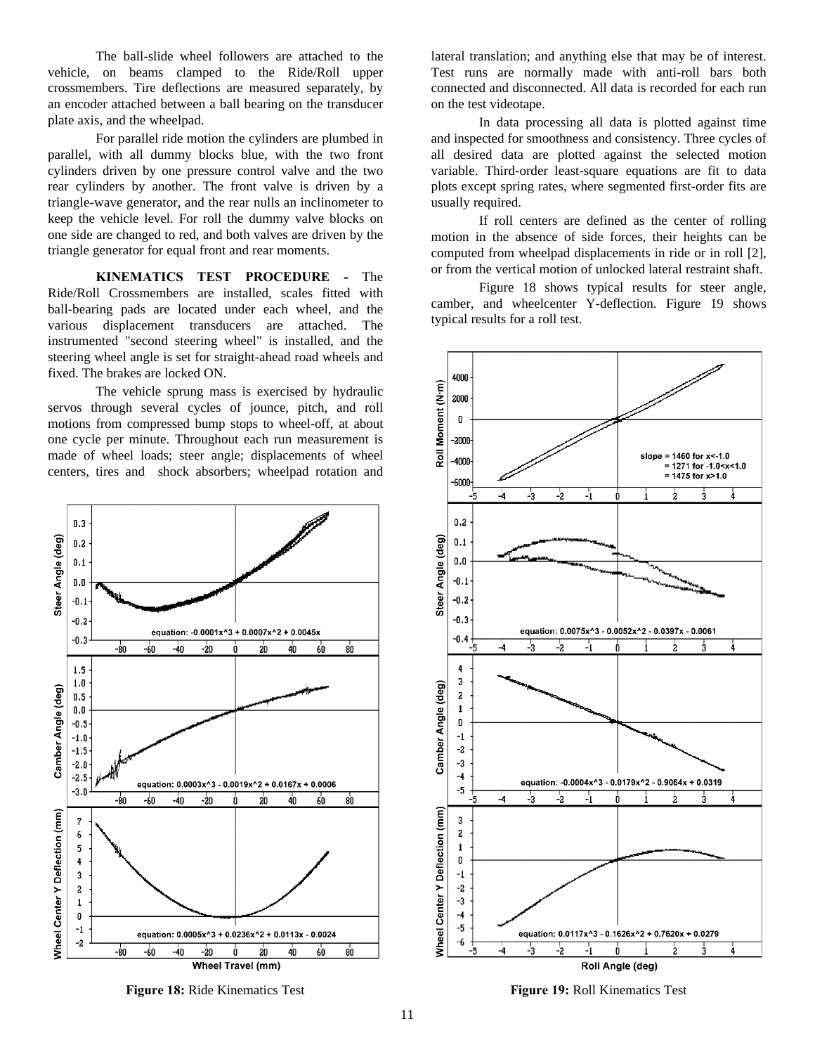The ball-slide wheel followers are attached to the vehicle, on beams clamped to the Ride/Roll upper crossmembers. Tire deflections are measured separately, by an encoder attached between a ball bearing on the transducer plate axis, and the wheelpad.

For parallel ride motion the cylinders are plumbed in parallel, with all dummy blocks blue, with the two front cylinders driven by one pressure control valve and the two rear cylinders by another. The front valve is driven by a triangle-wave generator, and the rear nulls an inclinometer to keep the vehicle level. For roll the dummy valve blocks on one side are changed to red, and both valves are driven by the triangle generator for equal front and rear moments.

**KINEMATICS TEST PROCEDURE -** The Ride/Roll Crossmembers are installed, scales fitted with ball-bearing pads are located under each wheel, and the various displacement transducers are attached. The instrumented "second steering wheel" is installed, and the steering wheel angle is set for straight-ahead road wheels and fixed. The brakes are locked ON.

The vehicle sprung mass is exercised by hydraulic servos through several cycles of jounce, pitch, and roll motions from compressed bump stops to wheel-off, at about one cycle per minute. Throughout each run measurement is made of wheel loads; steer angle; displacements of wheel centers, tires and shock absorbers; wheelpad rotation and lateral translation; and anything else that may be of interest. Test runs are normally made with anti-roll bars both connected and disconnected. All data is recorded for each run on the test videotape.

In data processing all data is plotted against time and inspected for smoothness and consistency. Three cycles of all desired data are plotted against the selected motion variable. Third-order least-square equations are fit to data plots except spring rates, where segmented first-order fits are usually required.

If roll centers are defined as the center of rolling motion in the absence of side forces, their heights can be computed from wheelpad displacements in ride or in roll [2], or from the vertical motion of unlocked lateral restraint shaft.

Figure 18 shows typical results for steer angle, camber, and wheelcenter Y-deflection. Figure 19 shows typical results for a roll test.

Steer Angle (deg) — equation: -0.0001x^3 + 0.0007x^2 + 0.0045x

Camber Angle (deg) — equation: 0.0003x^3 - 0.0019x^2 + 0.0167x + 0.0006

Wheel Center Y Deflection (mm) — equation: 0.0005x^3 + 0.0236x^2 + 0.0113x - 0.0024

Wheel Travel (mm)

**Figure 18:** Ride Kinematics Test

Roll Moment (N·m) — slope = 1460 for x<-1.0; = 1271 for -1.0<x<1.0; = 1475 for x>1.0

Steer Angle (deg) — equation: 0.0075x^3 - 0.0052x^2 - 0.0397x - 0.0061

Camber Angle (deg) — equation: -0.0004x^3 - 0.0179x^2 - 0.9064x + 0.0319

Wheel Center Y Deflection (mm) — equation: 0.0117x^3 - 0.1626x^2 + 0.7620x + 0.0279

Roll Angle (deg)

**Figure 19:** Roll Kinematics Test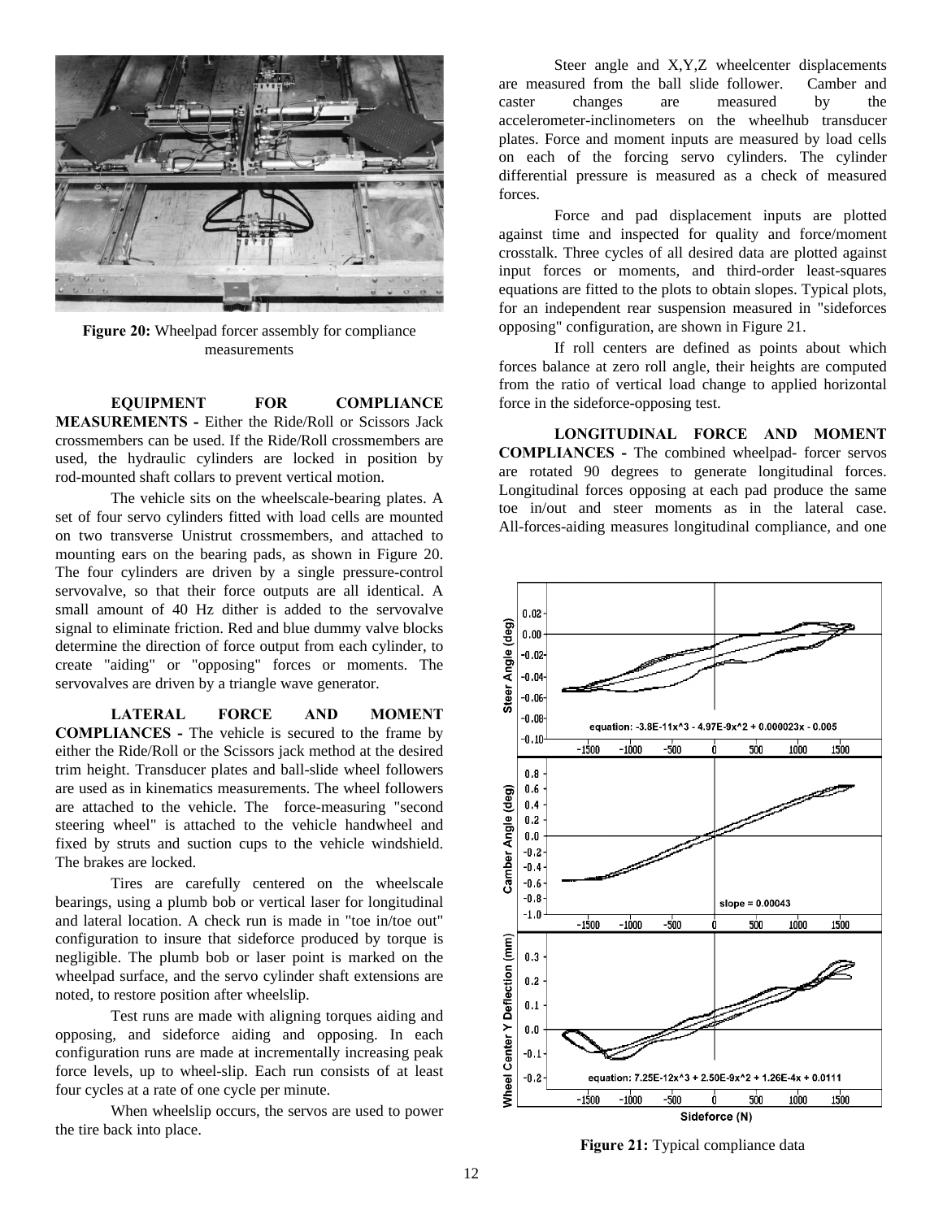Figure 20: Wheelpad forcer assembly for compliance measurements

**EQUIPMENT FOR COMPLIANCE MEASUREMENTS -** Either the Ride/Roll or Scissors Jack crossmembers can be used. If the Ride/Roll crossmembers are used, the hydraulic cylinders are locked in position by rod-mounted shaft collars to prevent vertical motion.

The vehicle sits on the wheelscale-bearing plates. A set of four servo cylinders fitted with load cells are mounted on two transverse Unistrut crossmembers, and attached to mounting ears on the bearing pads, as shown in Figure 20. The four cylinders are driven by a single pressure-control servovalve, so that their force outputs are all identical. A small amount of 40 Hz dither is added to the servovalve signal to eliminate friction. Red and blue dummy valve blocks determine the direction of force output from each cylinder, to create "aiding" or "opposing" forces or moments. The servovalves are driven by a triangle wave generator.

**LATERAL FORCE AND MOMENT COMPLIANCES -** The vehicle is secured to the frame by either the Ride/Roll or the Scissors jack method at the desired trim height. Transducer plates and ball-slide wheel followers are used as in kinematics measurements. The wheel followers are attached to the vehicle. The force-measuring "second steering wheel" is attached to the vehicle handwheel and fixed by struts and suction cups to the vehicle windshield. The brakes are locked.

Tires are carefully centered on the wheelscale bearings, using a plumb bob or vertical laser for longitudinal and lateral location. A check run is made in "toe in/toe out" configuration to insure that sideforce produced by torque is negligible. The plumb bob or laser point is marked on the wheelpad surface, and the servo cylinder shaft extensions are noted, to restore position after wheelslip.

Test runs are made with aligning torques aiding and opposing, and sideforce aiding and opposing. In each configuration runs are made at incrementally increasing peak force levels, up to wheel-slip. Each run consists of at least four cycles at a rate of one cycle per minute.

When wheelslip occurs, the servos are used to power the tire back into place.

Steer angle and X,Y,Z wheelcenter displacements are measured from the ball slide follower. Camber and caster changes are measured by the accelerometer-inclinometers on the wheelhub transducer plates. Force and moment inputs are measured by load cells on each of the forcing servo cylinders. The cylinder differential pressure is measured as a check of measured forces.

Force and pad displacement inputs are plotted against time and inspected for quality and force/moment crosstalk. Three cycles of all desired data are plotted against input forces or moments, and third-order least-squares equations are fitted to the plots to obtain slopes. Typical plots, for an independent rear suspension measured in "sideforces opposing" configuration, are shown in Figure 21.

If roll centers are defined as points about which forces balance at zero roll angle, their heights are computed from the ratio of vertical load change to applied horizontal force in the sideforce-opposing test.

**LONGITUDINAL FORCE AND MOMENT COMPLIANCES -** The combined wheelpad- forcer servos are rotated 90 degrees to generate longitudinal forces. Longitudinal forces opposing at each pad produce the same toe in/out and steer moments as in the lateral case. All-forces-aiding measures longitudinal compliance, and one

Figure 21: Typical compliance data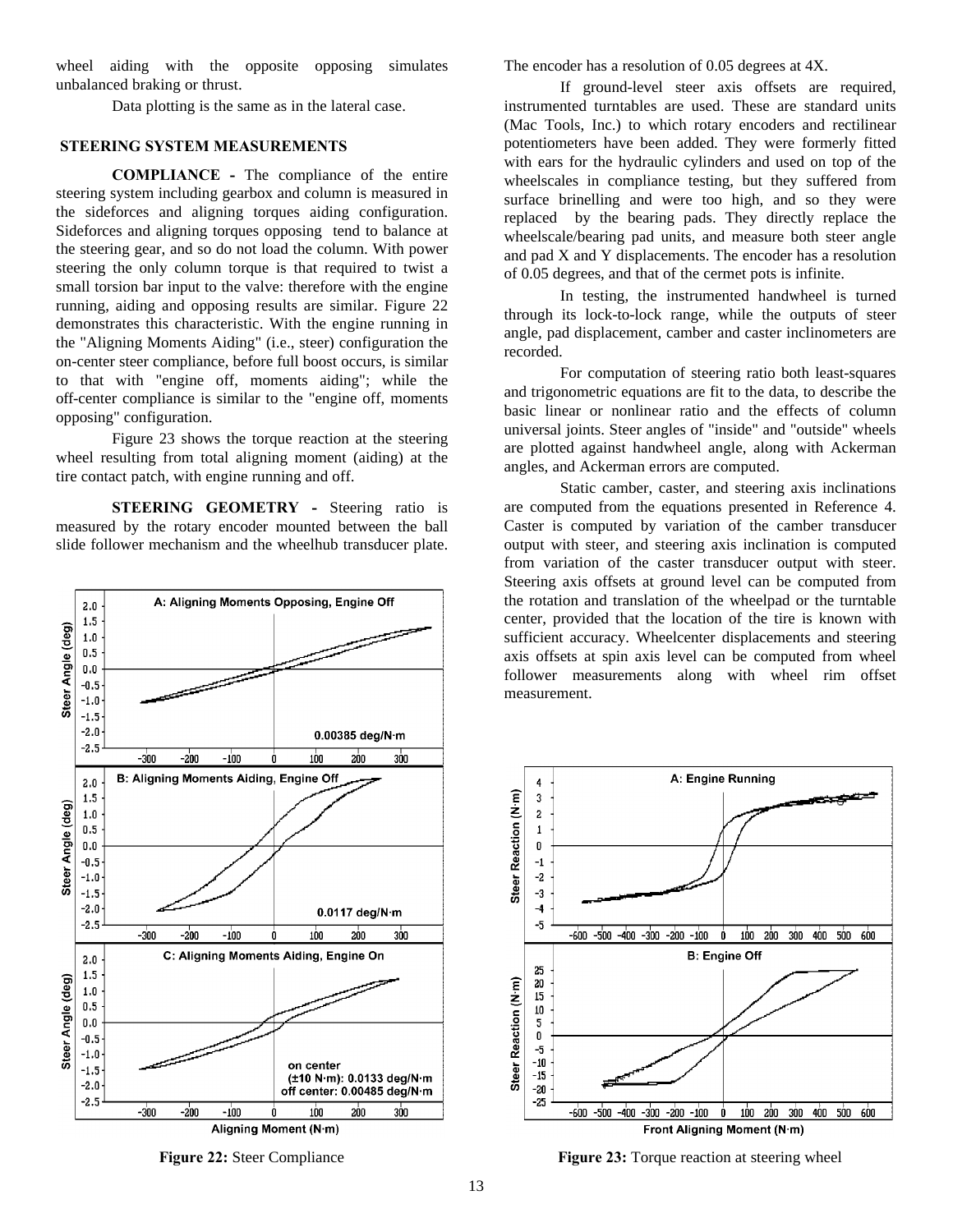wheel aiding with the opposite opposing simulates unbalanced braking or thrust.

Data plotting is the same as in the lateral case.

## STEERING SYSTEM MEASUREMENTS

**COMPLIANCE -** The compliance of the entire steering system including gearbox and column is measured in the sideforces and aligning torques aiding configuration. Sideforces and aligning torques opposing tend to balance at the steering gear, and so do not load the column. With power steering the only column torque is that required to twist a small torsion bar input to the valve: therefore with the engine running, aiding and opposing results are similar. Figure 22 demonstrates this characteristic. With the engine running in the "Aligning Moments Aiding" (i.e., steer) configuration the on-center steer compliance, before full boost occurs, is similar to that with "engine off, moments aiding"; while the off-center compliance is similar to the "engine off, moments opposing" configuration.

Figure 23 shows the torque reaction at the steering wheel resulting from total aligning moment (aiding) at the tire contact patch, with engine running and off.

**STEERING GEOMETRY -** Steering ratio is measured by the rotary encoder mounted between the ball slide follower mechanism and the wheelhub transducer plate. The encoder has a resolution of 0.05 degrees at 4X.

If ground-level steer axis offsets are required, instrumented turntables are used. These are standard units (Mac Tools, Inc.) to which rotary encoders and rectilinear potentiometers have been added. They were formerly fitted with ears for the hydraulic cylinders and used on top of the wheelscales in compliance testing, but they suffered from surface brinelling and were too high, and so they were replaced by the bearing pads. They directly replace the wheelscale/bearing pad units, and measure both steer angle and pad X and Y displacements. The encoder has a resolution of 0.05 degrees, and that of the cermet pots is infinite.

In testing, the instrumented handwheel is turned through its lock-to-lock range, while the outputs of steer angle, pad displacement, camber and caster inclinometers are recorded.

For computation of steering ratio both least-squares and trigonometric equations are fit to the data, to describe the basic linear or nonlinear ratio and the effects of column universal joints. Steer angles of "inside" and "outside" wheels are plotted against handwheel angle, along with Ackerman angles, and Ackerman errors are computed.

Static camber, caster, and steering axis inclinations are computed from the equations presented in Reference 4. Caster is computed by variation of the camber transducer output with steer, and steering axis inclination is computed from variation of the caster transducer output with steer. Steering axis offsets at ground level can be computed from the rotation and translation of the wheelpad or the turntable center, provided that the location of the tire is known with sufficient accuracy. Wheelcenter displacements and steering axis offsets at spin axis level can be computed from wheel follower measurements along with wheel rim offset measurement.

**Figure 22:** Steer Compliance

**Figure 23:** Torque reaction at steering wheel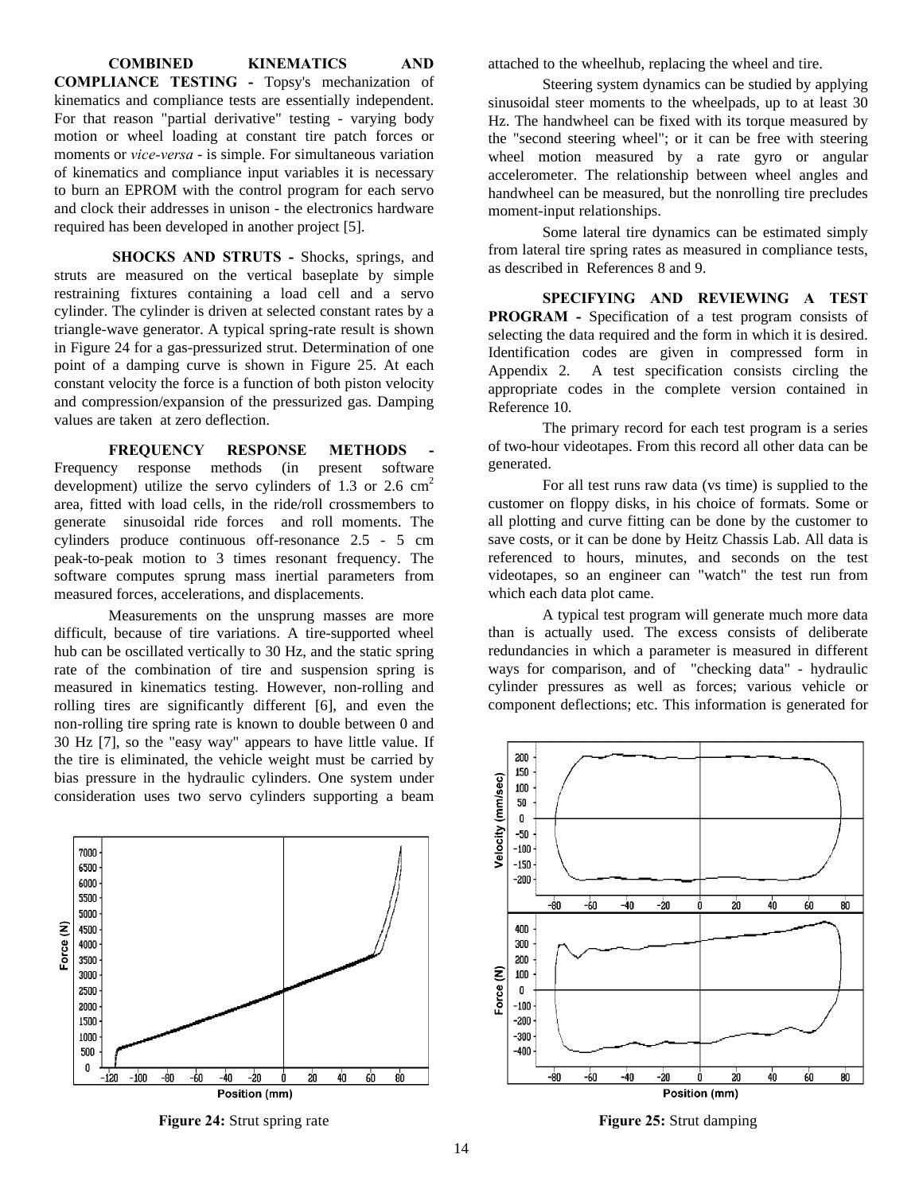**COMBINED KINEMATICS AND COMPLIANCE TESTING -** Topsy's mechanization of kinematics and compliance tests are essentially independent. For that reason "partial derivative" testing - varying body motion or wheel loading at constant tire patch forces or moments or *vice-versa* - is simple. For simultaneous variation of kinematics and compliance input variables it is necessary to burn an EPROM with the control program for each servo and clock their addresses in unison - the electronics hardware required has been developed in another project [5].

**SHOCKS AND STRUTS -** Shocks, springs, and struts are measured on the vertical baseplate by simple restraining fixtures containing a load cell and a servo cylinder. The cylinder is driven at selected constant rates by a triangle-wave generator. A typical spring-rate result is shown in Figure 24 for a gas-pressurized strut. Determination of one point of a damping curve is shown in Figure 25. At each constant velocity the force is a function of both piston velocity and compression/expansion of the pressurized gas. Damping values are taken at zero deflection.

**FREQUENCY RESPONSE METHODS -** Frequency response methods (in present software development) utilize the servo cylinders of 1.3 or 2.6 $cm^2$ area, fitted with load cells, in the ride/roll crossmembers to generate sinusoidal ride forces and roll moments. The cylinders produce continuous off-resonance 2.5 - 5 cm peak-to-peak motion to 3 times resonant frequency. The software computes sprung mass inertial parameters from measured forces, accelerations, and displacements.

Measurements on the unsprung masses are more difficult, because of tire variations. A tire-supported wheel hub can be oscillated vertically to 30 Hz, and the static spring rate of the combination of tire and suspension spring is measured in kinematics testing. However, non-rolling and rolling tires are significantly different [6], and even the non-rolling tire spring rate is known to double between 0 and 30 Hz [7], so the "easy way" appears to have little value. If the tire is eliminated, the vehicle weight must be carried by bias pressure in the hydraulic cylinders. One system under consideration uses two servo cylinders supporting a beam attached to the wheelhub, replacing the wheel and tire.

Steering system dynamics can be studied by applying sinusoidal steer moments to the wheelpads, up to at least 30 Hz. The handwheel can be fixed with its torque measured by the "second steering wheel"; or it can be free with steering wheel motion measured by a rate gyro or angular accelerometer. The relationship between wheel angles and handwheel can be measured, but the nonrolling tire precludes moment-input relationships.

Some lateral tire dynamics can be estimated simply from lateral tire spring rates as measured in compliance tests, as described in References 8 and 9.

**SPECIFYING AND REVIEWING A TEST PROGRAM -** Specification of a test program consists of selecting the data required and the form in which it is desired. Identification codes are given in compressed form in Appendix 2. A test specification consists circling the appropriate codes in the complete version contained in Reference 10.

The primary record for each test program is a series of two-hour videotapes. From this record all other data can be generated.

For all test runs raw data (vs time) is supplied to the customer on floppy disks, in his choice of formats. Some or all plotting and curve fitting can be done by the customer to save costs, or it can be done by Heitz Chassis Lab. All data is referenced to hours, minutes, and seconds on the test videotapes, so an engineer can "watch" the test run from which each data plot came.

A typical test program will generate much more data than is actually used. The excess consists of deliberate redundancies in which a parameter is measured in different ways for comparison, and of "checking data" - hydraulic cylinder pressures as well as forces; various vehicle or component deflections; etc. This information is generated for

**Figure 24:** Strut spring rate

**Figure 25:** Strut damping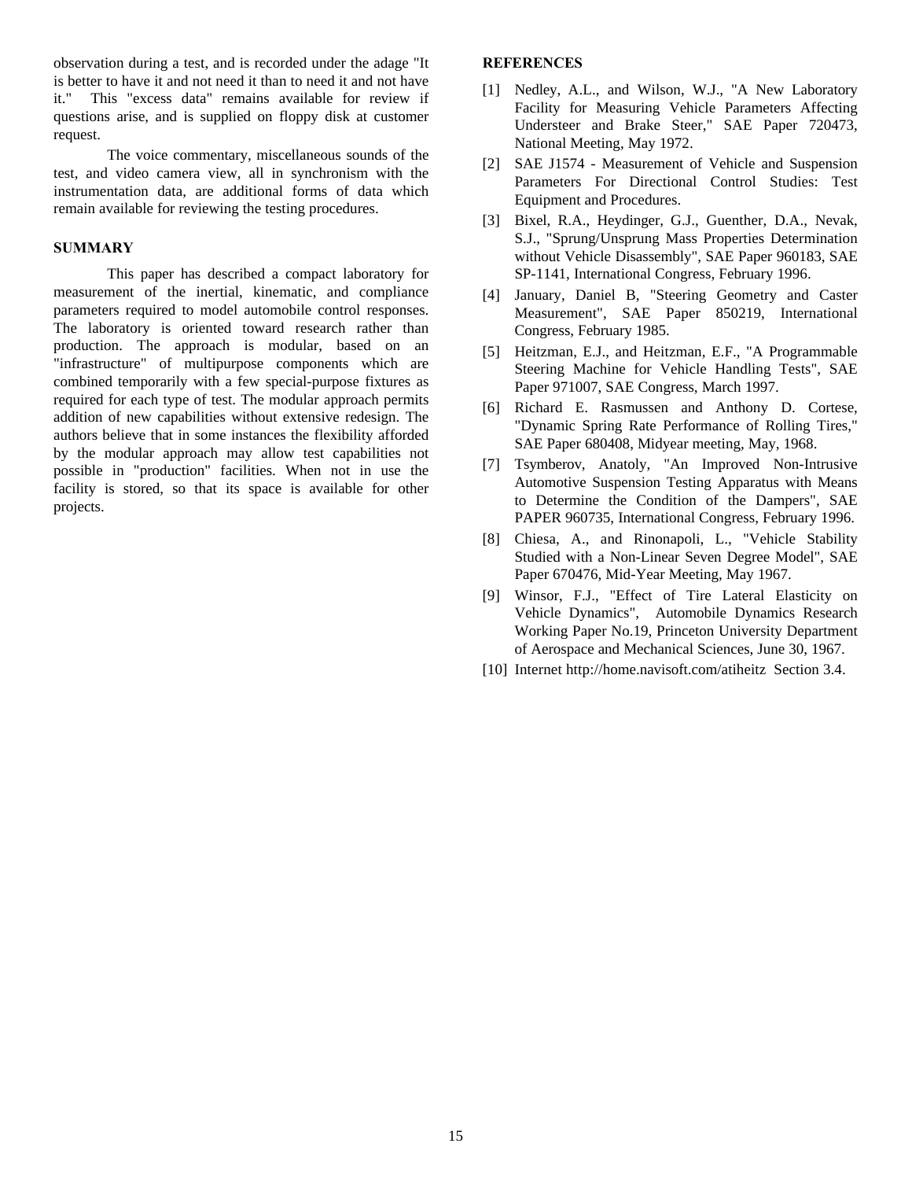observation during a test, and is recorded under the adage "It is better to have it and not need it than to need it and not have it." This "excess data" remains available for review if questions arise, and is supplied on floppy disk at customer request.

The voice commentary, miscellaneous sounds of the test, and video camera view, all in synchronism with the instrumentation data, are additional forms of data which remain available for reviewing the testing procedures.

## SUMMARY

This paper has described a compact laboratory for measurement of the inertial, kinematic, and compliance parameters required to model automobile control responses. The laboratory is oriented toward research rather than production. The approach is modular, based on an "infrastructure" of multipurpose components which are combined temporarily with a few special-purpose fixtures as required for each type of test. The modular approach permits addition of new capabilities without extensive redesign. The authors believe that in some instances the flexibility afforded by the modular approach may allow test capabilities not possible in "production" facilities. When not in use the facility is stored, so that its space is available for other projects.

## REFERENCES

[1] Nedley, A.L., and Wilson, W.J., "A New Laboratory Facility for Measuring Vehicle Parameters Affecting Understeer and Brake Steer," SAE Paper 720473, National Meeting, May 1972.

[2] SAE J1574 - Measurement of Vehicle and Suspension Parameters For Directional Control Studies: Test Equipment and Procedures.

[3] Bixel, R.A., Heydinger, G.J., Guenther, D.A., Nevak, S.J., "Sprung/Unsprung Mass Properties Determination without Vehicle Disassembly", SAE Paper 960183, SAE SP-1141, International Congress, February 1996.

[4] January, Daniel B, "Steering Geometry and Caster Measurement", SAE Paper 850219, International Congress, February 1985.

[5] Heitzman, E.J., and Heitzman, E.F., "A Programmable Steering Machine for Vehicle Handling Tests", SAE Paper 971007, SAE Congress, March 1997.

[6] Richard E. Rasmussen and Anthony D. Cortese, "Dynamic Spring Rate Performance of Rolling Tires," SAE Paper 680408, Midyear meeting, May, 1968.

[7] Tsymberov, Anatoly, "An Improved Non-Intrusive Automotive Suspension Testing Apparatus with Means to Determine the Condition of the Dampers", SAE PAPER 960735, International Congress, February 1996.

[8] Chiesa, A., and Rinonapoli, L., "Vehicle Stability Studied with a Non-Linear Seven Degree Model", SAE Paper 670476, Mid-Year Meeting, May 1967.

[9] Winsor, F.J., "Effect of Tire Lateral Elasticity on Vehicle Dynamics", Automobile Dynamics Research Working Paper No.19, Princeton University Department of Aerospace and Mechanical Sciences, June 30, 1967.

[10] Internet http://home.navisoft.com/atiheitz Section 3.4.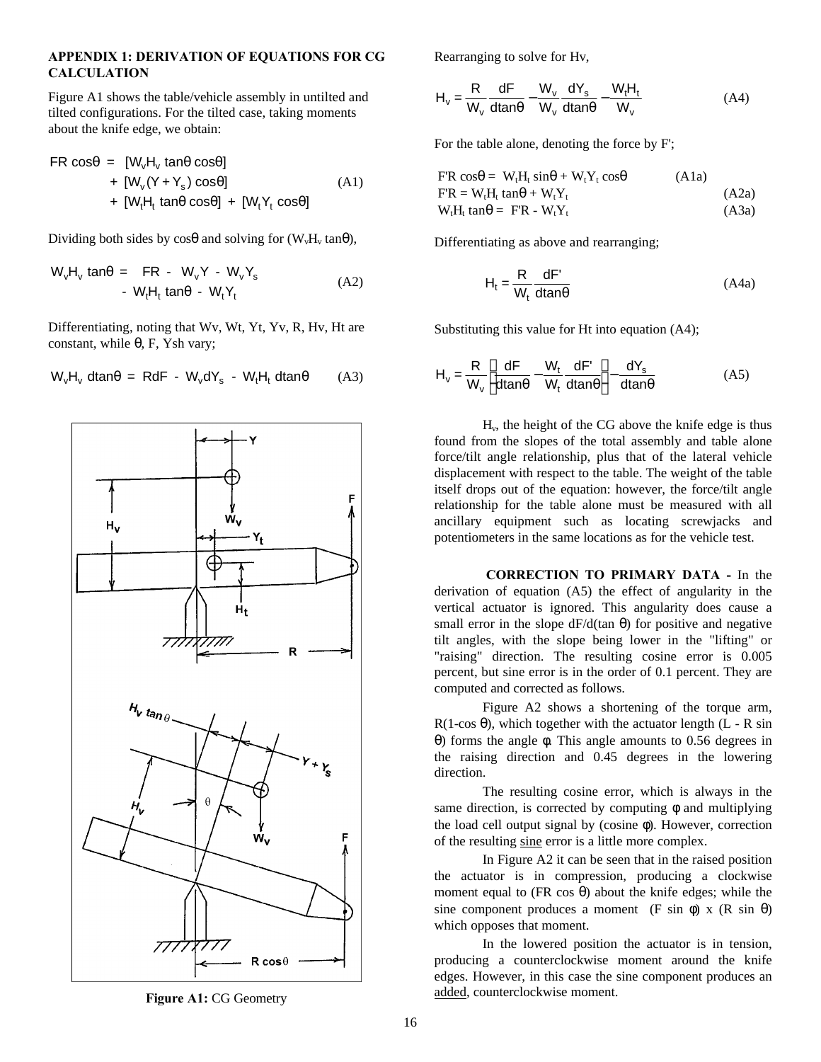## APPENDIX 1: DERIVATION OF EQUATIONS FOR CG CALCULATION

Figure A1 shows the table/vehicle assembly in untilted and tilted configurations. For the tilted case, taking moments about the knife edge, we obtain:

$$
\begin{aligned}
FR\cos\theta \;=\; & [W_v H_v \tan\theta \cos\theta] \\
& + [W_v (Y + Y_s)\cos\theta] \\
& + [W_t H_t \tan\theta \cos\theta] + [W_t Y_t \cos\theta]
\end{aligned} \qquad \text{(A1)}
$$

Dividing both sides by $\cos\theta$ and solving for ($W_v H_v \tan\theta$),

$$
\begin{aligned}
W_v H_v \tan\theta = \; & FR - W_v Y - W_v Y_s \\
& - W_t H_t \tan\theta - W_t Y_t
\end{aligned} \qquad \text{(A2)}
$$

Differentiating, noting that Wv, Wt, Yt, Yv, R, Hv, Ht are constant, while $\theta$, F, Ysh vary;

$$W_v H_v \, d\tan\theta = R dF - W_v dY_s - W_t H_t \, d\tan\theta \qquad \text{(A3)}$$

**Figure A1:** CG Geometry

Rearranging to solve for Hv,

$$H_v = \frac{R}{W_v}\frac{dF}{d\tan\theta} - \frac{W_v}{W_v}\frac{dY_s}{d\tan\theta} - \frac{W_t H_t}{W_v} \qquad \text{(A4)}$$

For the table alone, denoting the force by F';

$$F'R\cos\theta = W_t H_t \sin\theta + W_t Y_t \cos\theta \qquad \text{(A1a)}$$

$$F'R = W_t H_t \tan\theta + W_t Y_t \qquad \text{(A2a)}$$

$$W_t H_t \tan\theta = F'R - W_t Y_t \qquad \text{(A3a)}$$

Differentiating as above and rearranging;

$$H_t = \frac{R}{W_t}\frac{dF'}{d\tan\theta} \qquad \text{(A4a)}$$

Substituting this value for Ht into equation (A4);

$$H_v = \frac{R}{W_v}\left[\frac{dF}{d\tan\theta} - \frac{W_t}{W_t}\frac{dF'}{d\tan\theta}\right] - \frac{dY_s}{d\tan\theta} \qquad \text{(A5)}$$

$H_v$, the height of the CG above the knife edge is thus found from the slopes of the total assembly and table alone force/tilt angle relationship, plus that of the lateral vehicle displacement with respect to the table. The weight of the table itself drops out of the equation: however, the force/tilt angle relationship for the table alone must be measured with all ancillary equipment such as locating screwjacks and potentiometers in the same locations as for the vehicle test.

**CORRECTION TO PRIMARY DATA -** In the derivation of equation (A5) the effect of angularity in the vertical actuator is ignored. This angularity does cause a small error in the slope dF/d(tan $\theta$) for positive and negative tilt angles, with the slope being lower in the "lifting" or "raising" direction. The resulting cosine error is 0.005 percent, but sine error is in the order of 0.1 percent. They are computed and corrected as follows.

Figure A2 shows a shortening of the torque arm, R(1-cos $\theta$), which together with the actuator length (L - R sin $\theta$) forms the angle $\phi$. This angle amounts to 0.56 degrees in the raising direction and 0.45 degrees in the lowering direction.

The resulting cosine error, which is always in the same direction, is corrected by computing $\phi$ and multiplying the load cell output signal by (cosine $\phi$). However, correction of the resulting sine error is a little more complex.

In Figure A2 it can be seen that in the raised position the actuator is in compression, producing a clockwise moment equal to (FR cos $\theta$) about the knife edges; while the sine component produces a moment (F sin $\phi$) x (R sin $\theta$) which opposes that moment.

In the lowered position the actuator is in tension, producing a counterclockwise moment around the knife edges. However, in this case the sine component produces an added, counterclockwise moment.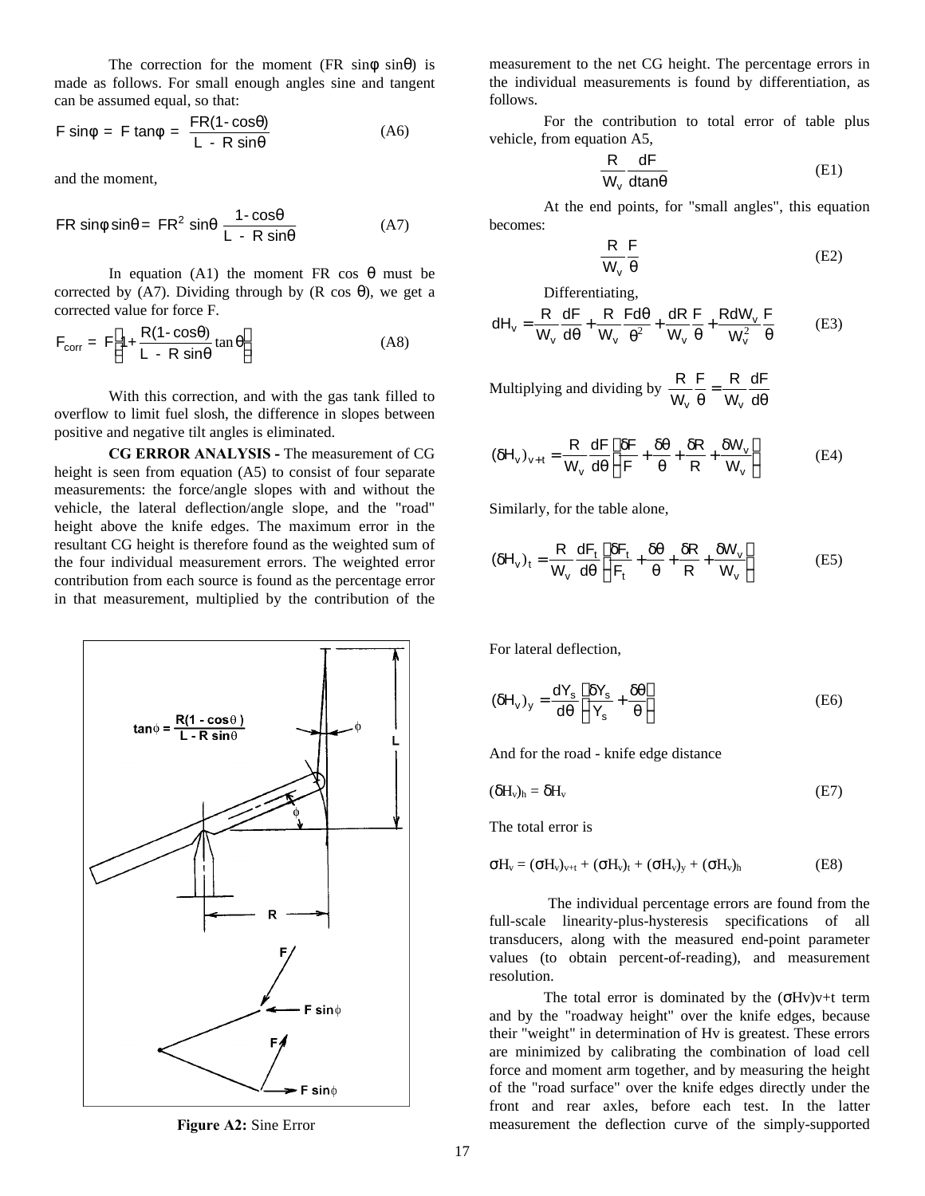The correction for the moment (FR sinφ sinθ) is made as follows. For small enough angles sine and tangent can be assumed equal, so that:

$$F \sin\phi = F \tan\phi = \frac{FR(1-\cos\theta)}{L - R\sin\theta} \tag{A6}$$

and the moment,

$$FR \sin\phi \sin\theta = FR^2 \sin\theta \frac{1-\cos\theta}{L - R\sin\theta} \tag{A7}$$

In equation (A1) the moment FR cos θ must be corrected by (A7). Dividing through by (R cos θ), we get a corrected value for force F.

$$F_{corr} = F\left[1 + \frac{R(1-\cos\theta)}{L - R\sin\theta}\tan\theta\right] \tag{A8}$$

With this correction, and with the gas tank filled to overflow to limit fuel slosh, the difference in slopes between positive and negative tilt angles is eliminated.

**CG ERROR ANALYSIS -** The measurement of CG height is seen from equation (A5) to consist of four separate measurements: the force/angle slopes with and without the vehicle, the lateral deflection/angle slope, and the "road" height above the knife edges. The maximum error in the resultant CG height is therefore found as the weighted sum of the four individual measurement errors. The weighted error contribution from each source is found as the percentage error in that measurement, multiplied by the contribution of the measurement to the net CG height. The percentage errors in the individual measurements is found by differentiation, as follows.

**Figure A2:** Sine Error

For the contribution to total error of table plus vehicle, from equation A5,

$$\frac{R}{W_v}\frac{dF}{d\tan\theta} \tag{E1}$$

At the end points, for "small angles", this equation becomes:

$$\frac{R}{W_v}\frac{F}{\theta} \tag{E2}$$

Differentiating,

$$dH_v = \frac{R}{W_v}\frac{dF}{d\theta} + \frac{R}{W_v}\frac{Fd\theta}{\theta^2} + \frac{dR}{W_v}\frac{F}{\theta} + \frac{RdW_v}{W_v^2}\frac{F}{\theta} \tag{E3}$$

Multiplying and dividing by $\frac{R}{W_v}\frac{F}{\theta} = \frac{R}{W_v}\frac{dF}{d\theta}$

$$(\delta H_v)_{v+t} = \frac{R}{W_v}\frac{dF}{d\theta}\left[\frac{\delta F}{F} + \frac{\delta\theta}{\theta} + \frac{\delta R}{R} + \frac{\delta W_v}{W_v}\right] \tag{E4}$$

Similarly, for the table alone,

$$(\delta H_v)_t = \frac{R}{W_v}\frac{dF_t}{d\theta}\left[\frac{\delta F_t}{F_t} + \frac{\delta\theta}{\theta} + \frac{\delta R}{R} + \frac{\delta W_v}{W_v}\right] \tag{E5}$$

For lateral deflection,

$$(\delta H_v)_y = \frac{dY_s}{d\theta}\left[\frac{\delta Y_s}{Y_s} + \frac{\delta\theta}{\theta}\right] \tag{E6}$$

And for the road - knife edge distance

$$(\delta H_v)_h = \delta H_v \tag{E7}$$

The total error is

$$\sigma H_v = (\sigma H_v)_{v+t} + (\sigma H_v)_t + (\sigma H_v)_y + (\sigma H_v)_h \tag{E8}$$

The individual percentage errors are found from the full-scale linearity-plus-hysteresis specifications of all transducers, along with the measured end-point parameter values (to obtain percent-of-reading), and measurement resolution.

The total error is dominated by the $(\sigma H_v)_{v+t}$ term and by the "roadway height" over the knife edges, because their "weight" in determination of Hv is greatest. These errors are minimized by calibrating the combination of load cell force and moment arm together, and by measuring the height of the "road surface" over the knife edges directly under the front and rear axles, before each test. In the latter measurement the deflection curve of the simply-supported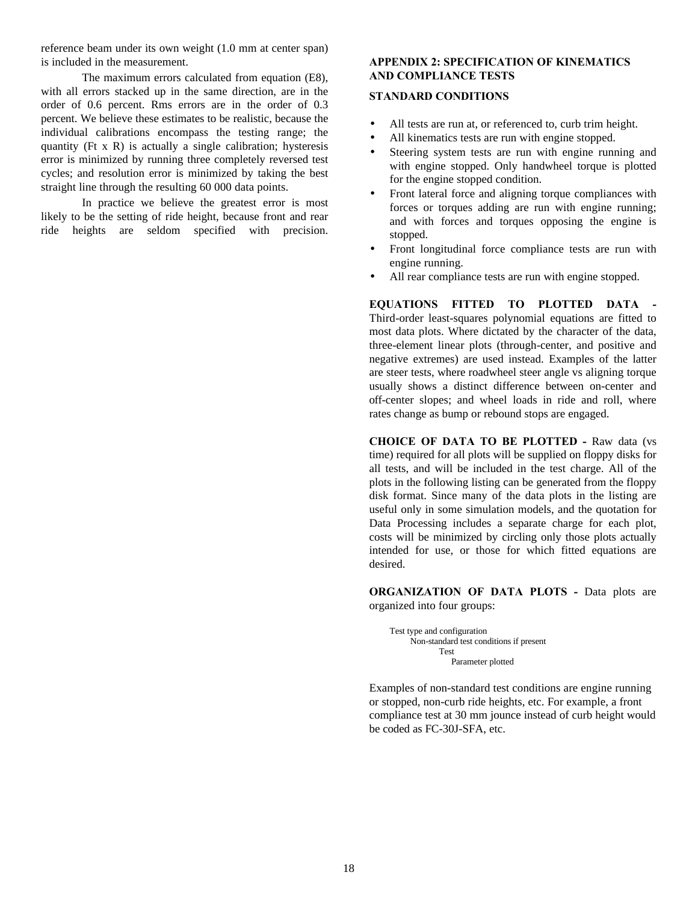reference beam under its own weight (1.0 mm at center span) is included in the measurement.

The maximum errors calculated from equation (E8), with all errors stacked up in the same direction, are in the order of 0.6 percent. Rms errors are in the order of 0.3 percent. We believe these estimates to be realistic, because the individual calibrations encompass the testing range; the quantity (Ft x R) is actually a single calibration; hysteresis error is minimized by running three completely reversed test cycles; and resolution error is minimized by taking the best straight line through the resulting 60 000 data points.

In practice we believe the greatest error is most likely to be the setting of ride height, because front and rear ride heights are seldom specified with precision.

## APPENDIX 2: SPECIFICATION OF KINEMATICS AND COMPLIANCE TESTS

### STANDARD CONDITIONS

- All tests are run at, or referenced to, curb trim height.
- All kinematics tests are run with engine stopped.
- Steering system tests are run with engine running and with engine stopped. Only handwheel torque is plotted for the engine stopped condition.
- Front lateral force and aligning torque compliances with forces or torques adding are run with engine running; and with forces and torques opposing the engine is stopped.
- Front longitudinal force compliance tests are run with engine running.
- All rear compliance tests are run with engine stopped.

**EQUATIONS FITTED TO PLOTTED DATA -** Third-order least-squares polynomial equations are fitted to most data plots. Where dictated by the character of the data, three-element linear plots (through-center, and positive and negative extremes) are used instead. Examples of the latter are steer tests, where roadwheel steer angle vs aligning torque usually shows a distinct difference between on-center and off-center slopes; and wheel loads in ride and roll, where rates change as bump or rebound stops are engaged.

**CHOICE OF DATA TO BE PLOTTED -** Raw data (vs time) required for all plots will be supplied on floppy disks for all tests, and will be included in the test charge. All of the plots in the following listing can be generated from the floppy disk format. Since many of the data plots in the listing are useful only in some simulation models, and the quotation for Data Processing includes a separate charge for each plot, costs will be minimized by circling only those plots actually intended for use, or those for which fitted equations are desired.

**ORGANIZATION OF DATA PLOTS -** Data plots are organized into four groups:

```
Test type and configuration
    Non-standard test conditions if present
        Test
            Parameter plotted
```

Examples of non-standard test conditions are engine running or stopped, non-curb ride heights, etc. For example, a front compliance test at 30 mm jounce instead of curb height would be coded as FC-30J-SFA, etc.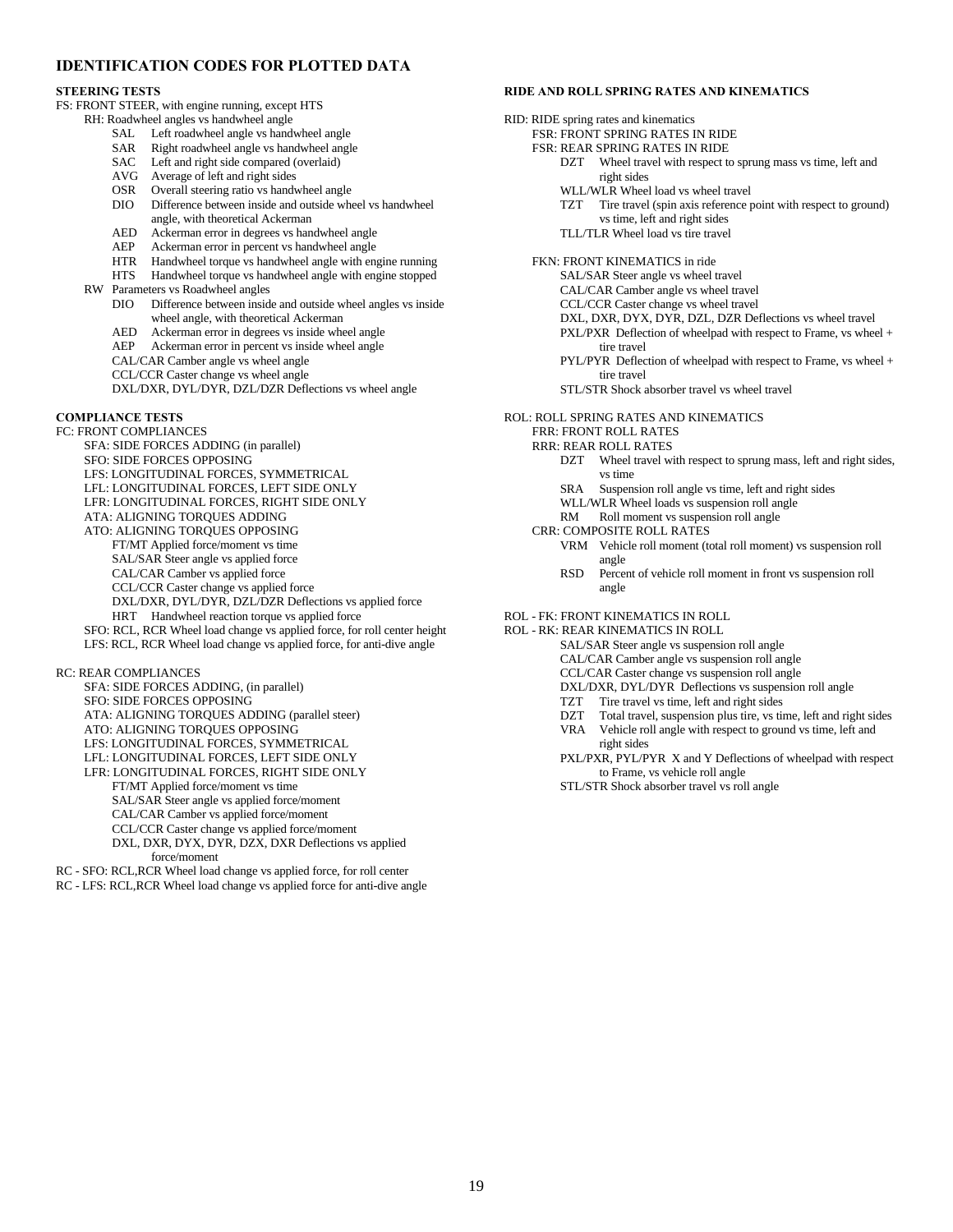## IDENTIFICATION CODES FOR PLOTTED DATA

### STEERING TESTS

FS: FRONT STEER, with engine running, except HTS

- RH: Roadwheel angles vs handwheel angle
  - SAL Left roadwheel angle vs handwheel angle
  - SAR Right roadwheel angle vs handwheel angle
  - SAC Left and right side compared (overlaid)
  - AVG Average of left and right sides
  - OSR Overall steering ratio vs handwheel angle
  - DIO Difference between inside and outside wheel vs handwheel angle, with theoretical Ackerman
  - AED Ackerman error in degrees vs handwheel angle
  - AEP Ackerman error in percent vs handwheel angle
  - HTR Handwheel torque vs handwheel angle with engine running
  - HTS Handwheel torque vs handwheel angle with engine stopped
- RW Parameters vs Roadwheel angles
  - DIO Difference between inside and outside wheel angles vs inside wheel angle, with theoretical Ackerman
  - AED Ackerman error in degrees vs inside wheel angle
  - AEP Ackerman error in percent vs inside wheel angle
  - CAL/CAR Camber angle vs wheel angle
  - CCL/CCR Caster change vs wheel angle
  - DXL/DXR, DYL/DYR, DZL/DZR Deflections vs wheel angle

### COMPLIANCE TESTS

FC: FRONT COMPLIANCES

- SFA: SIDE FORCES ADDING (in parallel)
- SFO: SIDE FORCES OPPOSING
- LFS: LONGITUDINAL FORCES, SYMMETRICAL
- LFL: LONGITUDINAL FORCES, LEFT SIDE ONLY
- LFR: LONGITUDINAL FORCES, RIGHT SIDE ONLY
- ATA: ALIGNING TORQUES ADDING
- ATO: ALIGNING TORQUES OPPOSING
  - FT/MT Applied force/moment vs time
  - SAL/SAR Steer angle vs applied force
  - CAL/CAR Camber vs applied force
  - CCL/CCR Caster change vs applied force
  - DXL/DXR, DYL/DYR, DZL/DZR Deflections vs applied force
  - HRT Handwheel reaction torque vs applied force
- SFO: RCL, RCR Wheel load change vs applied force, for roll center height
- LFS: RCL, RCR Wheel load change vs applied force, for anti-dive angle

RC: REAR COMPLIANCES

- SFA: SIDE FORCES ADDING, (in parallel)
- SFO: SIDE FORCES OPPOSING
- ATA: ALIGNING TORQUES ADDING (parallel steer)
- ATO: ALIGNING TORQUES OPPOSING
- LFS: LONGITUDINAL FORCES, SYMMETRICAL
- LFL: LONGITUDINAL FORCES, LEFT SIDE ONLY
- LFR: LONGITUDINAL FORCES, RIGHT SIDE ONLY
  - FT/MT Applied force/moment vs time
  - SAL/SAR Steer angle vs applied force/moment
  - CAL/CAR Camber vs applied force/moment
  - CCL/CCR Caster change vs applied force/moment
  - DXL, DXR, DYX, DYR, DZX, DXR Deflections vs applied force/moment

RC - SFO: RCL,RCR Wheel load change vs applied force, for roll center

RC - LFS: RCL,RCR Wheel load change vs applied force for anti-dive angle

### RIDE AND ROLL SPRING RATES AND KINEMATICS

RID: RIDE spring rates and kinematics

- FSR: FRONT SPRING RATES IN RIDE
- FSR: REAR SPRING RATES IN RIDE
  - DZT Wheel travel with respect to sprung mass vs time, left and right sides
  - WLL/WLR Wheel load vs wheel travel
  - TZT Tire travel (spin axis reference point with respect to ground) vs time, left and right sides
  - TLL/TLR Wheel load vs tire travel
- FKN: FRONT KINEMATICS in ride
  - SAL/SAR Steer angle vs wheel travel
  - CAL/CAR Camber angle vs wheel travel
  - CCL/CCR Caster change vs wheel travel
  - DXL, DXR, DYX, DYR, DZL, DZR Deflections vs wheel travel
  - PXL/PXR Deflection of wheelpad with respect to Frame, vs wheel + tire travel
  - PYL/PYR Deflection of wheelpad with respect to Frame, vs wheel + tire travel
  - STL/STR Shock absorber travel vs wheel travel

ROL: ROLL SPRING RATES AND KINEMATICS

- FRR: FRONT ROLL RATES
- RRR: REAR ROLL RATES
  - DZT Wheel travel with respect to sprung mass, left and right sides, vs time
  - SRA Suspension roll angle vs time, left and right sides
  - WLL/WLR Wheel loads vs suspension roll angle
  - RM Roll moment vs suspension roll angle
- CRR: COMPOSITE ROLL RATES
  - VRM Vehicle roll moment (total roll moment) vs suspension roll angle
  - RSD Percent of vehicle roll moment in front vs suspension roll angle

ROL - FK: FRONT KINEMATICS IN ROLL

ROL - RK: REAR KINEMATICS IN ROLL

- SAL/SAR Steer angle vs suspension roll angle
- CAL/CAR Camber angle vs suspension roll angle
- CCL/CCR Caster change vs suspension roll angle
- DXL/DXR, DYL/DYR Deflections vs suspension roll angle
- TZT Tire travel vs time, left and right sides
- DZT Total travel, suspension plus tire, vs time, left and right sides
- VRA Vehicle roll angle with respect to ground vs time, left and right sides
- PXL/PXR, PYL/PYR X and Y Deflections of wheelpad with respect to Frame, vs vehicle roll angle
- STL/STR Shock absorber travel vs roll angle